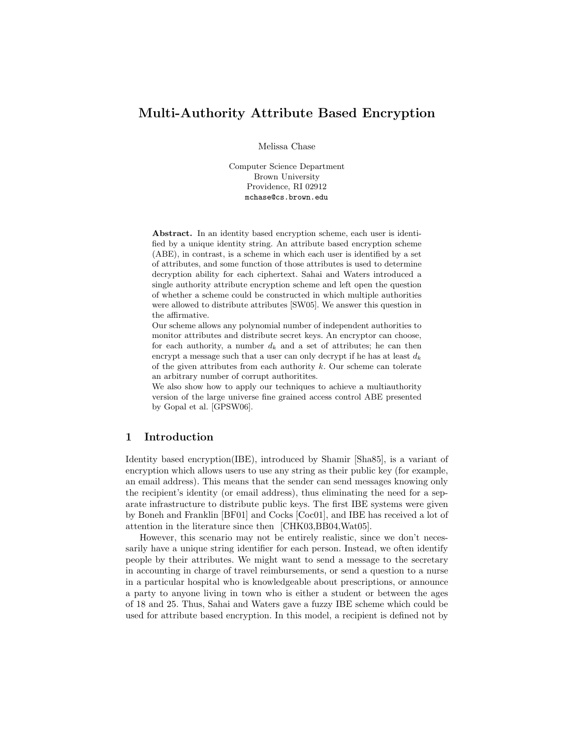# Multi-Authority Attribute Based Encryption

Melissa Chase

Computer Science Department
Brown University
Providence, RI 02912
mchase@cs.brown.edu

**Abstract.** In an identity based encryption scheme, each user is identified by a unique identity string. An attribute based encryption scheme (ABE), in contrast, is a scheme in which each user is identified by a set of attributes, and some function of those attributes is used to determine decryption ability for each ciphertext. Sahai and Waters introduced a single authority attribute encryption scheme and left open the question of whether a scheme could be constructed in which multiple authorities were allowed to distribute attributes [SW05]. We answer this question in the affirmative.

Our scheme allows any polynomial number of independent authorities to monitor attributes and distribute secret keys. An encryptor can choose, for each authority, a number $d_k$ and a set of attributes; he can then encrypt a message such that a user can only decrypt if he has at least $d_k$ of the given attributes from each authority $k$. Our scheme can tolerate an arbitrary number of corrupt authoritites.

We also show how to apply our techniques to achieve a multiauthority version of the large universe fine grained access control ABE presented by Gopal et al. [GPSW06].

## 1 Introduction

Identity based encryption(IBE), introduced by Shamir [Sha85], is a variant of encryption which allows users to use any string as their public key (for example, an email address). This means that the sender can send messages knowing only the recipient's identity (or email address), thus eliminating the need for a separate infrastructure to distribute public keys. The first IBE systems were given by Boneh and Franklin [BF01] and Cocks [Coc01], and IBE has received a lot of attention in the literature since then [CHK03,BB04,Wat05].

However, this scenario may not be entirely realistic, since we don't necessarily have a unique string identifier for each person. Instead, we often identify people by their attributes. We might want to send a message to the secretary in accounting in charge of travel reimbursements, or send a question to a nurse in a particular hospital who is knowledgeable about prescriptions, or announce a party to anyone living in town who is either a student or between the ages of 18 and 25. Thus, Sahai and Waters gave a fuzzy IBE scheme which could be used for attribute based encryption. In this model, a recipient is defined not by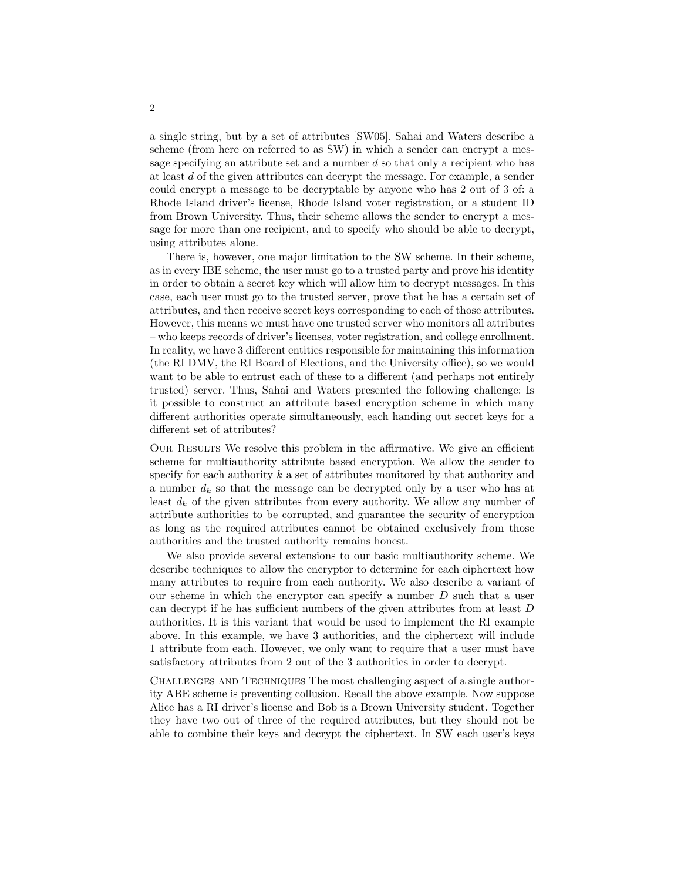a single string, but by a set of attributes [SW05]. Sahai and Waters describe a scheme (from here on referred to as SW) in which a sender can encrypt a message specifying an attribute set and a number $d$ so that only a recipient who has at least $d$ of the given attributes can decrypt the message. For example, a sender could encrypt a message to be decryptable by anyone who has 2 out of 3 of: a Rhode Island driver's license, Rhode Island voter registration, or a student ID from Brown University. Thus, their scheme allows the sender to encrypt a message for more than one recipient, and to specify who should be able to decrypt, using attributes alone.

There is, however, one major limitation to the SW scheme. In their scheme, as in every IBE scheme, the user must go to a trusted party and prove his identity in order to obtain a secret key which will allow him to decrypt messages. In this case, each user must go to the trusted server, prove that he has a certain set of attributes, and then receive secret keys corresponding to each of those attributes. However, this means we must have one trusted server who monitors all attributes – who keeps records of driver's licenses, voter registration, and college enrollment. In reality, we have 3 different entities responsible for maintaining this information (the RI DMV, the RI Board of Elections, and the University office), so we would want to be able to entrust each of these to a different (and perhaps not entirely trusted) server. Thus, Sahai and Waters presented the following challenge: Is it possible to construct an attribute based encryption scheme in which many different authorities operate simultaneously, each handing out secret keys for a different set of attributes?

Our Results We resolve this problem in the affirmative. We give an efficient scheme for multiauthority attribute based encryption. We allow the sender to specify for each authority $k$ a set of attributes monitored by that authority and a number $d_k$ so that the message can be decrypted only by a user who has at least $d_k$ of the given attributes from every authority. We allow any number of attribute authorities to be corrupted, and guarantee the security of encryption as long as the required attributes cannot be obtained exclusively from those authorities and the trusted authority remains honest.

We also provide several extensions to our basic multiauthority scheme. We describe techniques to allow the encryptor to determine for each ciphertext how many attributes to require from each authority. We also describe a variant of our scheme in which the encryptor can specify a number $D$ such that a user can decrypt if he has sufficient numbers of the given attributes from at least $D$ authorities. It is this variant that would be used to implement the RI example above. In this example, we have 3 authorities, and the ciphertext will include 1 attribute from each. However, we only want to require that a user must have satisfactory attributes from 2 out of the 3 authorities in order to decrypt.

Challenges and Techniques The most challenging aspect of a single authority ABE scheme is preventing collusion. Recall the above example. Now suppose Alice has a RI driver's license and Bob is a Brown University student. Together they have two out of three of the required attributes, but they should not be able to combine their keys and decrypt the ciphertext. In SW each user's keys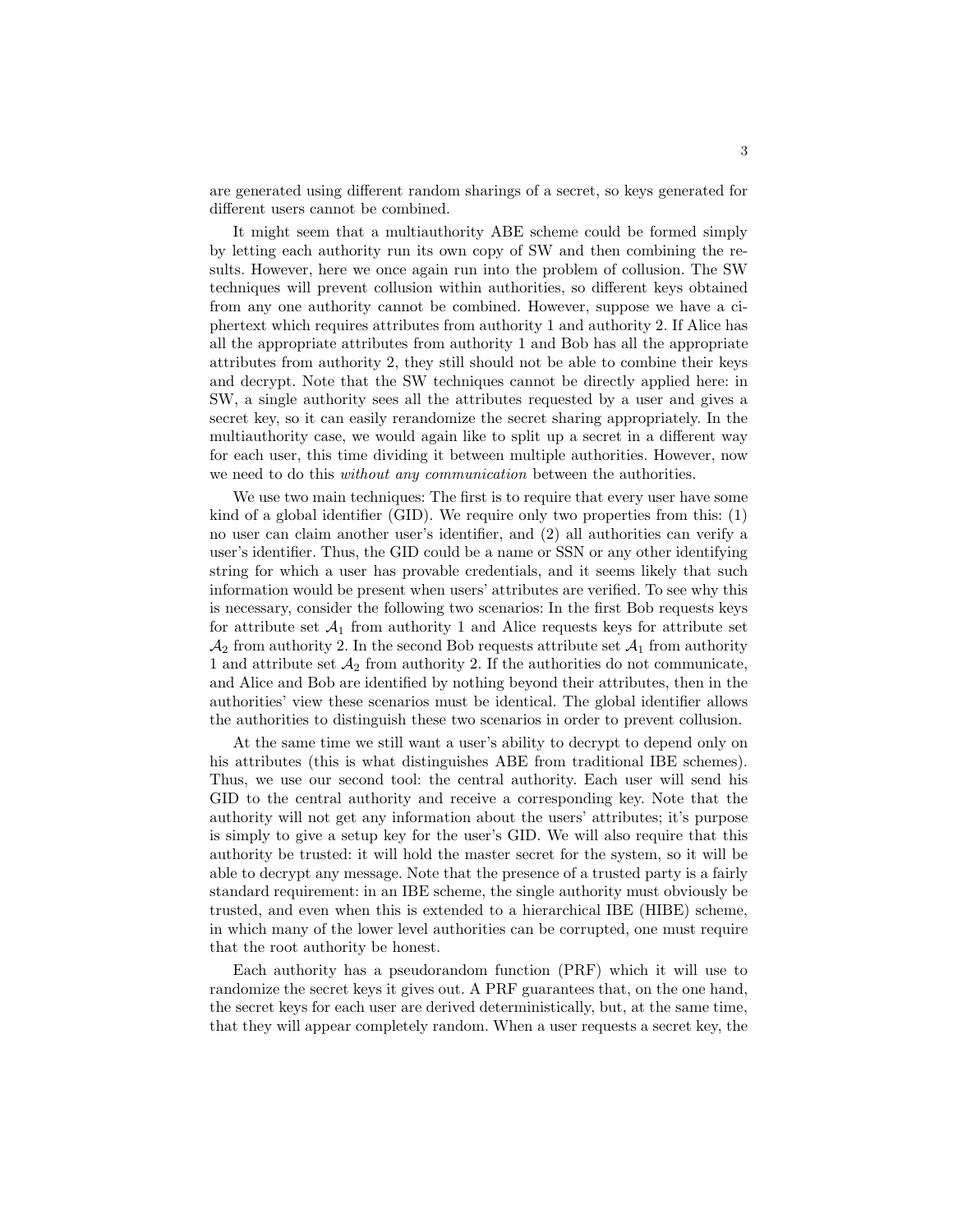are generated using different random sharings of a secret, so keys generated for different users cannot be combined.

It might seem that a multiauthority ABE scheme could be formed simply by letting each authority run its own copy of SW and then combining the results. However, here we once again run into the problem of collusion. The SW techniques will prevent collusion within authorities, so different keys obtained from any one authority cannot be combined. However, suppose we have a ciphertext which requires attributes from authority 1 and authority 2. If Alice has all the appropriate attributes from authority 1 and Bob has all the appropriate attributes from authority 2, they still should not be able to combine their keys and decrypt. Note that the SW techniques cannot be directly applied here: in SW, a single authority sees all the attributes requested by a user and gives a secret key, so it can easily rerandomize the secret sharing appropriately. In the multiauthority case, we would again like to split up a secret in a different way for each user, this time dividing it between multiple authorities. However, now we need to do this *without any communication* between the authorities.

We use two main techniques: The first is to require that every user have some kind of a global identifier (GID). We require only two properties from this: (1) no user can claim another user's identifier, and (2) all authorities can verify a user's identifier. Thus, the GID could be a name or SSN or any other identifying string for which a user has provable credentials, and it seems likely that such information would be present when users' attributes are verified. To see why this is necessary, consider the following two scenarios: In the first Bob requests keys for attribute set $\mathcal{A}_1$ from authority 1 and Alice requests keys for attribute set $\mathcal{A}_2$ from authority 2. In the second Bob requests attribute set $\mathcal{A}_1$ from authority 1 and attribute set $\mathcal{A}_2$ from authority 2. If the authorities do not communicate, and Alice and Bob are identified by nothing beyond their attributes, then in the authorities' view these scenarios must be identical. The global identifier allows the authorities to distinguish these two scenarios in order to prevent collusion.

At the same time we still want a user's ability to decrypt to depend only on his attributes (this is what distinguishes ABE from traditional IBE schemes). Thus, we use our second tool: the central authority. Each user will send his GID to the central authority and receive a corresponding key. Note that the authority will not get any information about the users' attributes; it's purpose is simply to give a setup key for the user's GID. We will also require that this authority be trusted: it will hold the master secret for the system, so it will be able to decrypt any message. Note that the presence of a trusted party is a fairly standard requirement: in an IBE scheme, the single authority must obviously be trusted, and even when this is extended to a hierarchical IBE (HIBE) scheme, in which many of the lower level authorities can be corrupted, one must require that the root authority be honest.

Each authority has a pseudorandom function (PRF) which it will use to randomize the secret keys it gives out. A PRF guarantees that, on the one hand, the secret keys for each user are derived deterministically, but, at the same time, that they will appear completely random. When a user requests a secret key, the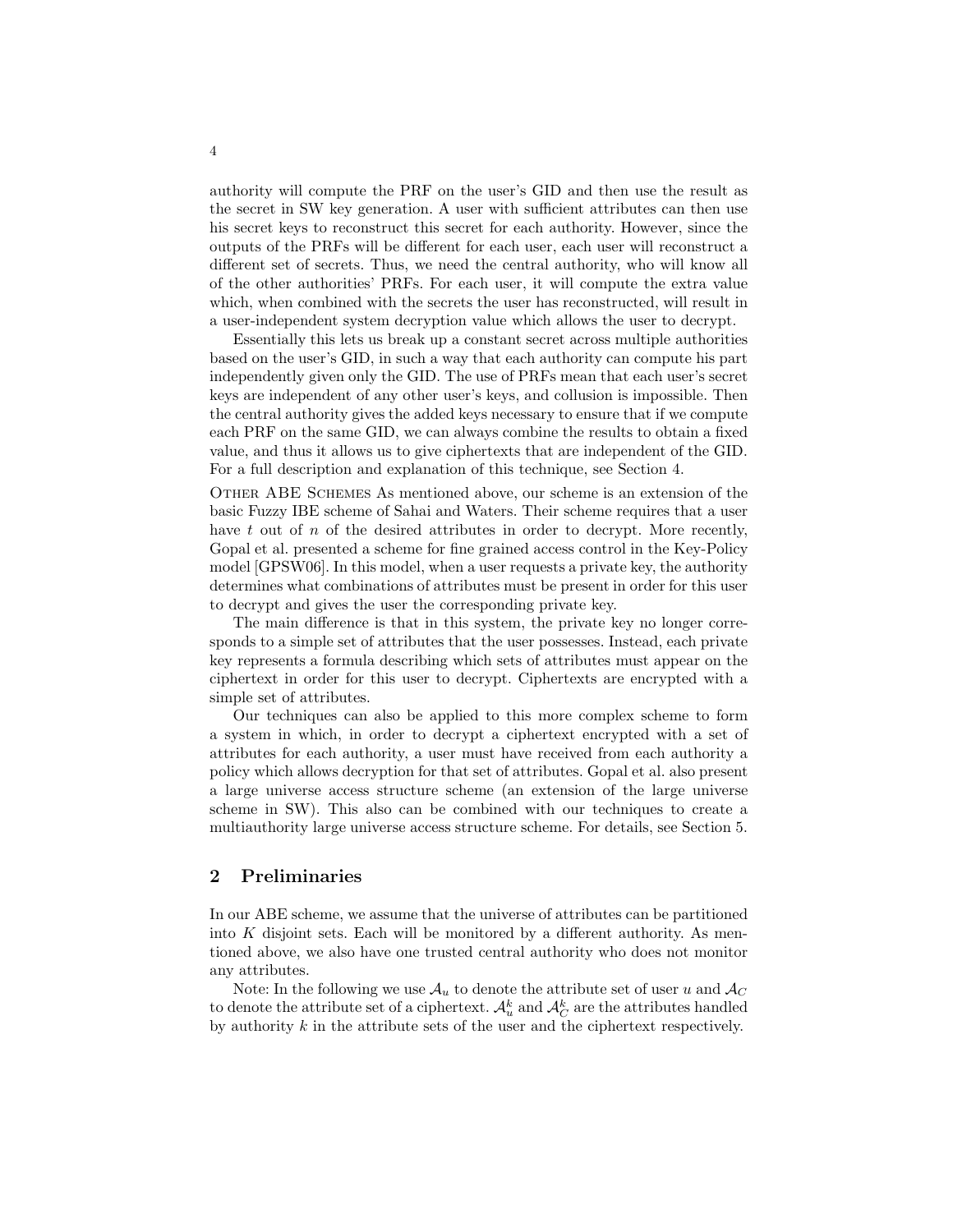authority will compute the PRF on the user's GID and then use the result as the secret in SW key generation. A user with sufficient attributes can then use his secret keys to reconstruct this secret for each authority. However, since the outputs of the PRFs will be different for each user, each user will reconstruct a different set of secrets. Thus, we need the central authority, who will know all of the other authorities' PRFs. For each user, it will compute the extra value which, when combined with the secrets the user has reconstructed, will result in a user-independent system decryption value which allows the user to decrypt.

Essentially this lets us break up a constant secret across multiple authorities based on the user's GID, in such a way that each authority can compute his part independently given only the GID. The use of PRFs mean that each user's secret keys are independent of any other user's keys, and collusion is impossible. Then the central authority gives the added keys necessary to ensure that if we compute each PRF on the same GID, we can always combine the results to obtain a fixed value, and thus it allows us to give ciphertexts that are independent of the GID. For a full description and explanation of this technique, see Section 4.

Other ABE Schemes As mentioned above, our scheme is an extension of the basic Fuzzy IBE scheme of Sahai and Waters. Their scheme requires that a user have $t$ out of $n$ of the desired attributes in order to decrypt. More recently, Gopal et al. presented a scheme for fine grained access control in the Key-Policy model [GPSW06]. In this model, when a user requests a private key, the authority determines what combinations of attributes must be present in order for this user to decrypt and gives the user the corresponding private key.

The main difference is that in this system, the private key no longer corresponds to a simple set of attributes that the user possesses. Instead, each private key represents a formula describing which sets of attributes must appear on the ciphertext in order for this user to decrypt. Ciphertexts are encrypted with a simple set of attributes.

Our techniques can also be applied to this more complex scheme to form a system in which, in order to decrypt a ciphertext encrypted with a set of attributes for each authority, a user must have received from each authority a policy which allows decryption for that set of attributes. Gopal et al. also present a large universe access structure scheme (an extension of the large universe scheme in SW). This also can be combined with our techniques to create a multiauthority large universe access structure scheme. For details, see Section 5.

## 2 Preliminaries

In our ABE scheme, we assume that the universe of attributes can be partitioned into $K$ disjoint sets. Each will be monitored by a different authority. As mentioned above, we also have one trusted central authority who does not monitor any attributes.

Note: In the following we use $\mathcal{A}_u$ to denote the attribute set of user $u$ and $\mathcal{A}_C$ to denote the attribute set of a ciphertext. $\mathcal{A}_u^k$ and $\mathcal{A}_C^k$ are the attributes handled by authority $k$ in the attribute sets of the user and the ciphertext respectively.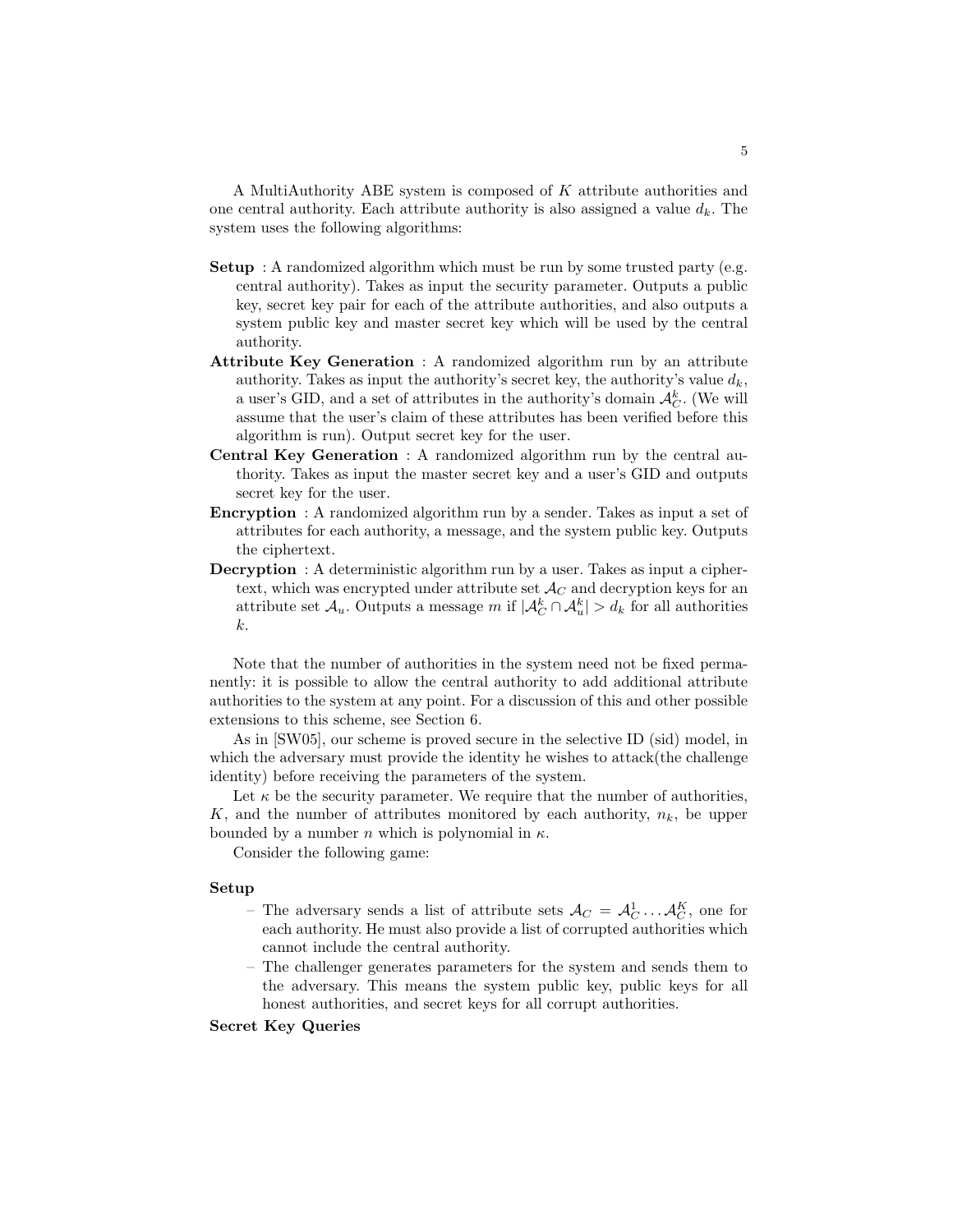A MultiAuthority ABE system is composed of $K$ attribute authorities and one central authority. Each attribute authority is also assigned a value $d_k$. The system uses the following algorithms:

**Setup** : A randomized algorithm which must be run by some trusted party (e.g. central authority). Takes as input the security parameter. Outputs a public key, secret key pair for each of the attribute authorities, and also outputs a system public key and master secret key which will be used by the central authority.

**Attribute Key Generation** : A randomized algorithm run by an attribute authority. Takes as input the authority's secret key, the authority's value $d_k$, a user's GID, and a set of attributes in the authority's domain $\mathcal{A}_C^k$. (We will assume that the user's claim of these attributes has been verified before this algorithm is run). Output secret key for the user.

**Central Key Generation** : A randomized algorithm run by the central authority. Takes as input the master secret key and a user's GID and outputs secret key for the user.

**Encryption** : A randomized algorithm run by a sender. Takes as input a set of attributes for each authority, a message, and the system public key. Outputs the ciphertext.

**Decryption** : A deterministic algorithm run by a user. Takes as input a ciphertext, which was encrypted under attribute set $\mathcal{A}_C$ and decryption keys for an attribute set $\mathcal{A}_u$. Outputs a message $m$ if $|\mathcal{A}_C^k \cap \mathcal{A}_u^k| > d_k$ for all authorities $k$.

Note that the number of authorities in the system need not be fixed permanently: it is possible to allow the central authority to add additional attribute authorities to the system at any point. For a discussion of this and other possible extensions to this scheme, see Section 6.

As in [SW05], our scheme is proved secure in the selective ID (sid) model, in which the adversary must provide the identity he wishes to attack(the challenge identity) before receiving the parameters of the system.

Let $\kappa$ be the security parameter. We require that the number of authorities, $K$, and the number of attributes monitored by each authority, $n_k$, be upper bounded by a number $n$ which is polynomial in $\kappa$.

Consider the following game:

**Setup**

- The adversary sends a list of attribute sets $\mathcal{A}_C = \mathcal{A}_C^1 \dots \mathcal{A}_C^K$, one for each authority. He must also provide a list of corrupted authorities which cannot include the central authority.
- The challenger generates parameters for the system and sends them to the adversary. This means the system public key, public keys for all honest authorities, and secret keys for all corrupt authorities.

**Secret Key Queries**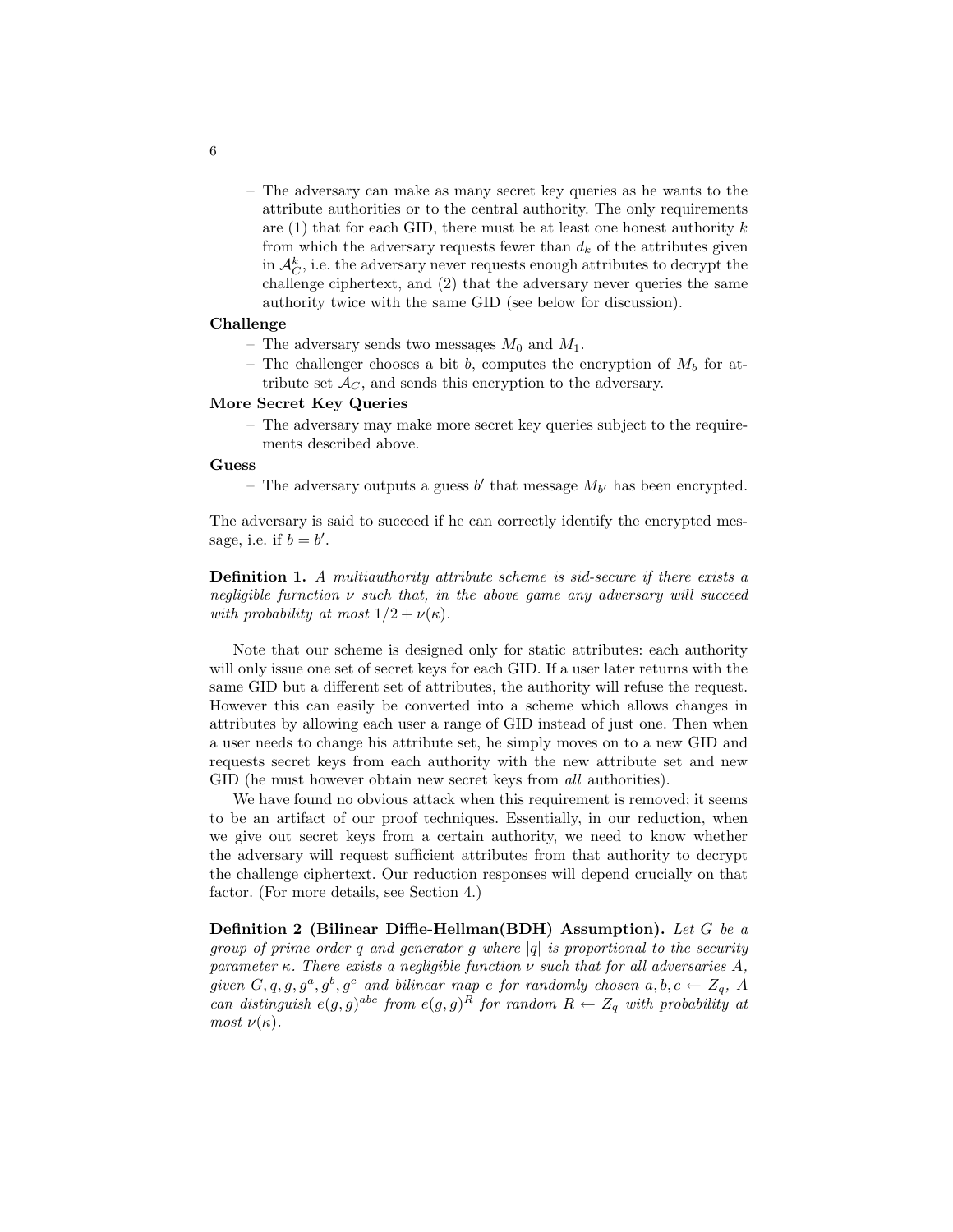- The adversary can make as many secret key queries as he wants to the attribute authorities or to the central authority. The only requirements are (1) that for each GID, there must be at least one honest authority $k$ from which the adversary requests fewer than $d_k$ of the attributes given in $\mathcal{A}_C^k$, i.e. the adversary never requests enough attributes to decrypt the challenge ciphertext, and (2) that the adversary never queries the same authority twice with the same GID (see below for discussion).

**Challenge**

- The adversary sends two messages $M_0$ and $M_1$.
- The challenger chooses a bit $b$, computes the encryption of $M_b$ for attribute set $\mathcal{A}_C$, and sends this encryption to the adversary.

**More Secret Key Queries**

- The adversary may make more secret key queries subject to the requirements described above.

**Guess**

- The adversary outputs a guess $b'$ that message $M_{b'}$ has been encrypted.

The adversary is said to succeed if he can correctly identify the encrypted message, i.e. if $b = b'$.

**Definition 1.** *A multiauthority attribute scheme is sid-secure if there exists a negligible furnction $\nu$ such that, in the above game any adversary will succeed with probability at most $1/2 + \nu(\kappa)$.*

Note that our scheme is designed only for static attributes: each authority will only issue one set of secret keys for each GID. If a user later returns with the same GID but a different set of attributes, the authority will refuse the request. However this can easily be converted into a scheme which allows changes in attributes by allowing each user a range of GID instead of just one. Then when a user needs to change his attribute set, he simply moves on to a new GID and requests secret keys from each authority with the new attribute set and new GID (he must however obtain new secret keys from *all* authorities).

We have found no obvious attack when this requirement is removed; it seems to be an artifact of our proof techniques. Essentially, in our reduction, when we give out secret keys from a certain authority, we need to know whether the adversary will request sufficient attributes from that authority to decrypt the challenge ciphertext. Our reduction responses will depend crucially on that factor. (For more details, see Section 4.)

**Definition 2 (Bilinear Diffie-Hellman(BDH) Assumption).** *Let $G$ be a group of prime order $q$ and generator $g$ where $|q|$ is proportional to the security parameter $\kappa$. There exists a negligible function $\nu$ such that for all adversaries $A$, given $G, q, g, g^a, g^b, g^c$ and bilinear map $e$ for randomly chosen $a, b, c \leftarrow Z_q$, $A$ can distinguish $e(g,g)^{abc}$ from $e(g,g)^R$ for random $R \leftarrow Z_q$ with probability at most $\nu(\kappa)$.*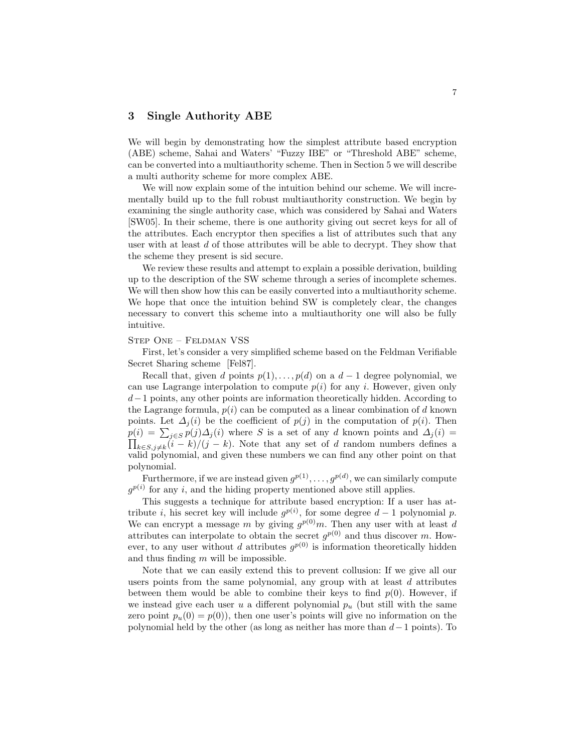## 3 Single Authority ABE

We will begin by demonstrating how the simplest attribute based encryption (ABE) scheme, Sahai and Waters' "Fuzzy IBE" or "Threshold ABE" scheme, can be converted into a multiauthority scheme. Then in Section 5 we will describe a multi authority scheme for more complex ABE.

We will now explain some of the intuition behind our scheme. We will incrementally build up to the full robust multiauthority construction. We begin by examining the single authority case, which was considered by Sahai and Waters [SW05]. In their scheme, there is one authority giving out secret keys for all of the attributes. Each encryptor then specifies a list of attributes such that any user with at least $d$ of those attributes will be able to decrypt. They show that the scheme they present is sid secure.

We review these results and attempt to explain a possible derivation, building up to the description of the SW scheme through a series of incomplete schemes. We will then show how this can be easily converted into a multiauthority scheme. We hope that once the intuition behind SW is completely clear, the changes necessary to convert this scheme into a multiauthority one will also be fully intuitive.

Step One – Feldman VSS

First, let's consider a very simplified scheme based on the Feldman Verifiable Secret Sharing scheme [Fel87].

Recall that, given $d$ points $p(1), \ldots, p(d)$ on a $d-1$ degree polynomial, we can use Lagrange interpolation to compute $p(i)$ for any $i$. However, given only $d-1$ points, any other points are information theoretically hidden. According to the Lagrange formula, $p(i)$ can be computed as a linear combination of $d$ known points. Let $\Delta_j(i)$ be the coefficient of $p(j)$ in the computation of $p(i)$. Then $p(i) = \sum_{j \in S} p(j)\Delta_j(i)$ where $S$ is a set of any $d$ known points and $\Delta_j(i) = \prod_{k \in S, j \neq k}(i-k)/(j-k)$. Note that any set of $d$ random numbers defines a valid polynomial, and given these numbers we can find any other point on that polynomial.

Furthermore, if we are instead given $g^{p(1)}, \ldots, g^{p(d)}$, we can similarly compute $g^{p(i)}$ for any $i$, and the hiding property mentioned above still applies.

This suggests a technique for attribute based encryption: If a user has attribute $i$, his secret key will include $g^{p(i)}$, for some degree $d-1$ polynomial $p$. We can encrypt a message $m$ by giving $g^{p(0)}m$. Then any user with at least $d$ attributes can interpolate to obtain the secret $g^{p(0)}$ and thus discover $m$. However, to any user without $d$ attributes $g^{p(0)}$ is information theoretically hidden and thus finding $m$ will be impossible.

Note that we can easily extend this to prevent collusion: If we give all our users points from the same polynomial, any group with at least $d$ attributes between them would be able to combine their keys to find $p(0)$. However, if we instead give each user $u$ a different polynomial $p_u$ (but still with the same zero point $p_u(0) = p(0)$), then one user's points will give no information on the polynomial held by the other (as long as neither has more than $d-1$ points). To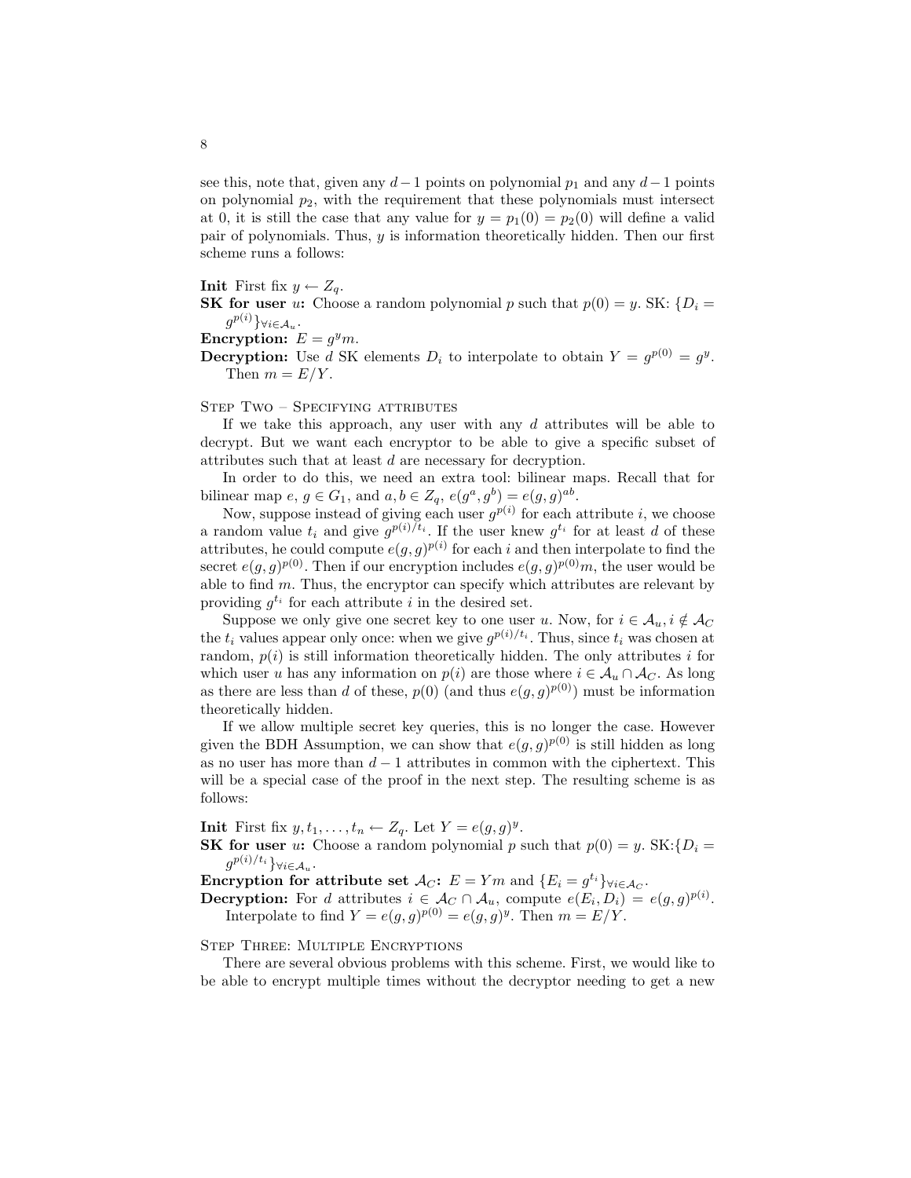see this, note that, given any $d-1$ points on polynomial $p_1$ and any $d-1$ points on polynomial $p_2$, with the requirement that these polynomials must intersect at 0, it is still the case that any value for $y = p_1(0) = p_2(0)$ will define a valid pair of polynomials. Thus, $y$ is information theoretically hidden. Then our first scheme runs a follows:

**Init** First fix $y \leftarrow Z_q$.

**SK for user** $u$**:** Choose a random polynomial $p$ such that $p(0) = y$. SK: $\{D_i = g^{p(i)}\}_{\forall i \in \mathcal{A}_u}$.

**Encryption:** $E = g^y m$.

**Decryption:** Use $d$ SK elements $D_i$ to interpolate to obtain $Y = g^{p(0)} = g^y$. Then $m = E/Y$.

Step Two – Specifying attributes

If we take this approach, any user with any $d$ attributes will be able to decrypt. But we want each encryptor to be able to give a specific subset of attributes such that at least $d$ are necessary for decryption.

In order to do this, we need an extra tool: bilinear maps. Recall that for bilinear map $e$, $g \in G_1$, and $a, b \in Z_q$, $e(g^a, g^b) = e(g,g)^{ab}$.

Now, suppose instead of giving each user $g^{p(i)}$ for each attribute $i$, we choose a random value $t_i$ and give $g^{p(i)/t_i}$. If the user knew $g^{t_i}$ for at least $d$ of these attributes, he could compute $e(g,g)^{p(i)}$ for each $i$ and then interpolate to find the secret $e(g,g)^{p(0)}$. Then if our encryption includes $e(g,g)^{p(0)}m$, the user would be able to find $m$. Thus, the encryptor can specify which attributes are relevant by providing $g^{t_i}$ for each attribute $i$ in the desired set.

Suppose we only give one secret key to one user $u$. Now, for $i \in \mathcal{A}_u, i \notin \mathcal{A}_C$ the $t_i$ values appear only once: when we give $g^{p(i)/t_i}$. Thus, since $t_i$ was chosen at random, $p(i)$ is still information theoretically hidden. The only attributes $i$ for which user $u$ has any information on $p(i)$ are those where $i \in \mathcal{A}_u \cap \mathcal{A}_C$. As long as there are less than $d$ of these, $p(0)$ (and thus $e(g,g)^{p(0)}$) must be information theoretically hidden.

If we allow multiple secret key queries, this is no longer the case. However given the BDH Assumption, we can show that $e(g,g)^{p(0)}$ is still hidden as long as no user has more than $d-1$ attributes in common with the ciphertext. This will be a special case of the proof in the next step. The resulting scheme is as follows:

**Init** First fix $y, t_1, \ldots, t_n \leftarrow Z_q$. Let $Y = e(g,g)^y$.

**SK for user** $u$**:** Choose a random polynomial $p$ such that $p(0) = y$. SK:$\{D_i = g^{p(i)/t_i}\}_{\forall i \in \mathcal{A}_u}$.

**Encryption for attribute set** $\mathcal{A}_C$**:** $E = Ym$ and $\{E_i = g^{t_i}\}_{\forall i \in \mathcal{A}_C}$.

**Decryption:** For $d$ attributes $i \in \mathcal{A}_C \cap \mathcal{A}_u$, compute $e(E_i, D_i) = e(g,g)^{p(i)}$. Interpolate to find $Y = e(g,g)^{p(0)} = e(g,g)^y$. Then $m = E/Y$.

Step Three: Multiple Encryptions

There are several obvious problems with this scheme. First, we would like to be able to encrypt multiple times without the decryptor needing to get a new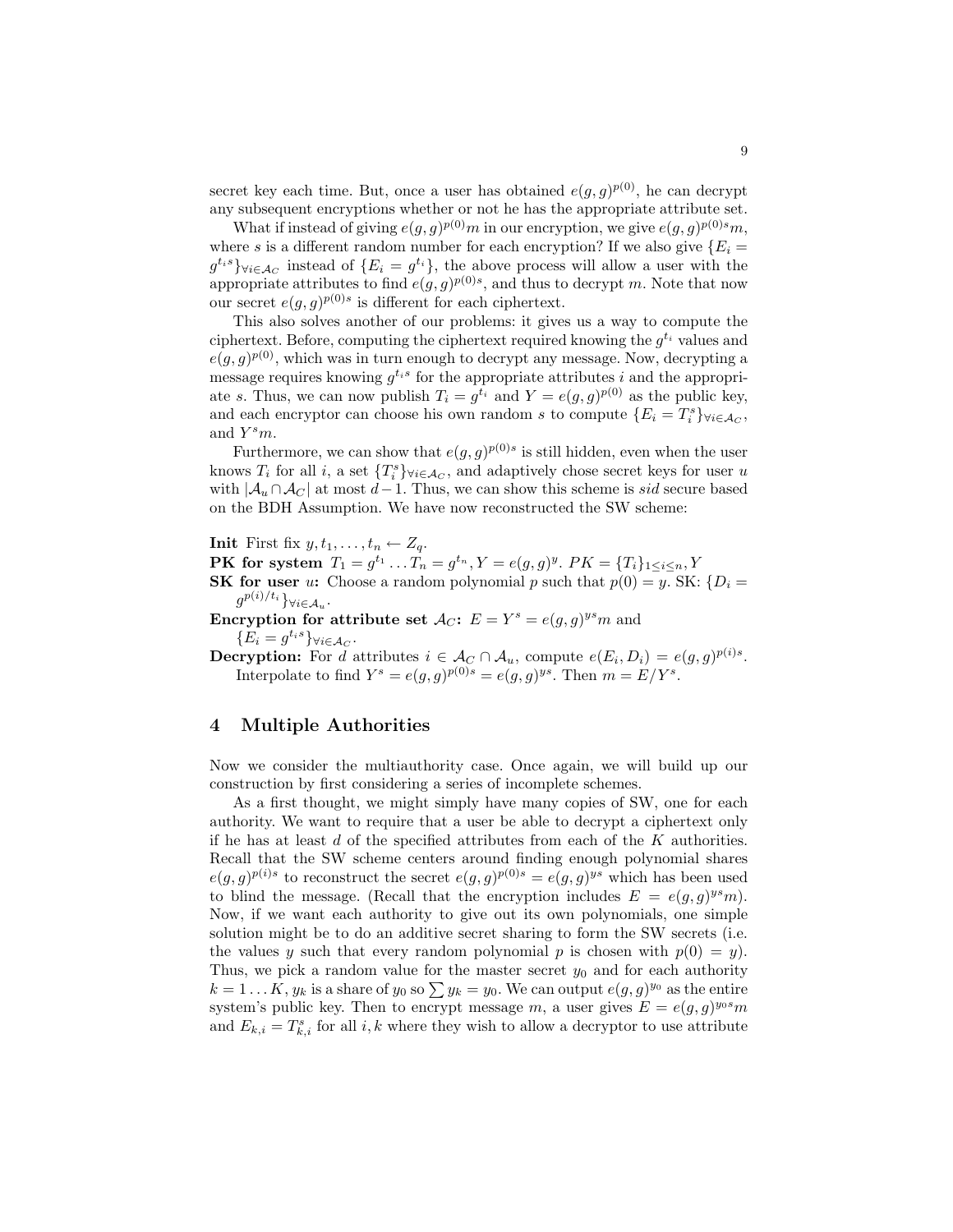secret key each time. But, once a user has obtained $e(g,g)^{p(0)}$, he can decrypt any subsequent encryptions whether or not he has the appropriate attribute set.

What if instead of giving $e(g,g)^{p(0)}m$ in our encryption, we give $e(g,g)^{p(0)s}m$, where $s$ is a different random number for each encryption? If we also give $\{E_i = g^{t_i s}\}_{\forall i \in \mathcal{A}_C}$ instead of $\{E_i = g^{t_i}\}$, the above process will allow a user with the appropriate attributes to find $e(g,g)^{p(0)s}$, and thus to decrypt $m$. Note that now our secret $e(g,g)^{p(0)s}$ is different for each ciphertext.

This also solves another of our problems: it gives us a way to compute the ciphertext. Before, computing the ciphertext required knowing the $g^{t_i}$ values and $e(g,g)^{p(0)}$, which was in turn enough to decrypt any message. Now, decrypting a message requires knowing $g^{t_i s}$ for the appropriate attributes $i$ and the appropriate $s$. Thus, we can now publish $T_i = g^{t_i}$ and $Y = e(g,g)^{p(0)}$ as the public key, and each encryptor can choose his own random $s$ to compute $\{E_i = T_i^s\}_{\forall i \in \mathcal{A}_C}$, and $Y^s m$.

Furthermore, we can show that $e(g,g)^{p(0)s}$ is still hidden, even when the user knows $T_i$ for all $i$, a set $\{T_i^s\}_{\forall i \in \mathcal{A}_C}$, and adaptively chose secret keys for user $u$ with $|\mathcal{A}_u \cap \mathcal{A}_C|$ at most $d-1$. Thus, we can show this scheme is *sid* secure based on the BDH Assumption. We have now reconstructed the SW scheme:

**Init** First fix $y, t_1, \ldots, t_n \leftarrow Z_q$.
**PK for system** $T_1 = g^{t_1} \ldots T_n = g^{t_n}, Y = e(g,g)^y$. $PK = \{T_i\}_{1 \le i \le n}, Y$
**SK for user** $u$**:** Choose a random polynomial $p$ such that $p(0) = y$. SK: $\{D_i = g^{p(i)/t_i}\}_{\forall i \in \mathcal{A}_u}$.
**Encryption for attribute set** $\mathcal{A}_C$**:** $E = Y^s = e(g,g)^{ys}m$ and $\{E_i = g^{t_i s}\}_{\forall i \in \mathcal{A}_C}$.
**Decryption:** For $d$ attributes $i \in \mathcal{A}_C \cap \mathcal{A}_u$, compute $e(E_i, D_i) = e(g,g)^{p(i)s}$. Interpolate to find $Y^s = e(g,g)^{p(0)s} = e(g,g)^{ys}$. Then $m = E/Y^s$.

## 4 Multiple Authorities

Now we consider the multiauthority case. Once again, we will build up our construction by first considering a series of incomplete schemes.

As a first thought, we might simply have many copies of SW, one for each authority. We want to require that a user be able to decrypt a ciphertext only if he has at least $d$ of the specified attributes from each of the $K$ authorities. Recall that the SW scheme centers around finding enough polynomial shares $e(g,g)^{p(i)s}$ to reconstruct the secret $e(g,g)^{p(0)s} = e(g,g)^{ys}$ which has been used to blind the message. (Recall that the encryption includes $E = e(g,g)^{ys}m$). Now, if we want each authority to give out its own polynomials, one simple solution might be to do an additive secret sharing to form the SW secrets (i.e. the values $y$ such that every random polynomial $p$ is chosen with $p(0) = y$). Thus, we pick a random value for the master secret $y_0$ and for each authority $k = 1 \ldots K$, $y_k$ is a share of $y_0$ so $\sum y_k = y_0$. We can output $e(g,g)^{y_0}$ as the entire system's public key. Then to encrypt message $m$, a user gives $E = e(g,g)^{y_0 s}m$ and $E_{k,i} = T_{k,i}^s$ for all $i, k$ where they wish to allow a decryptor to use attribute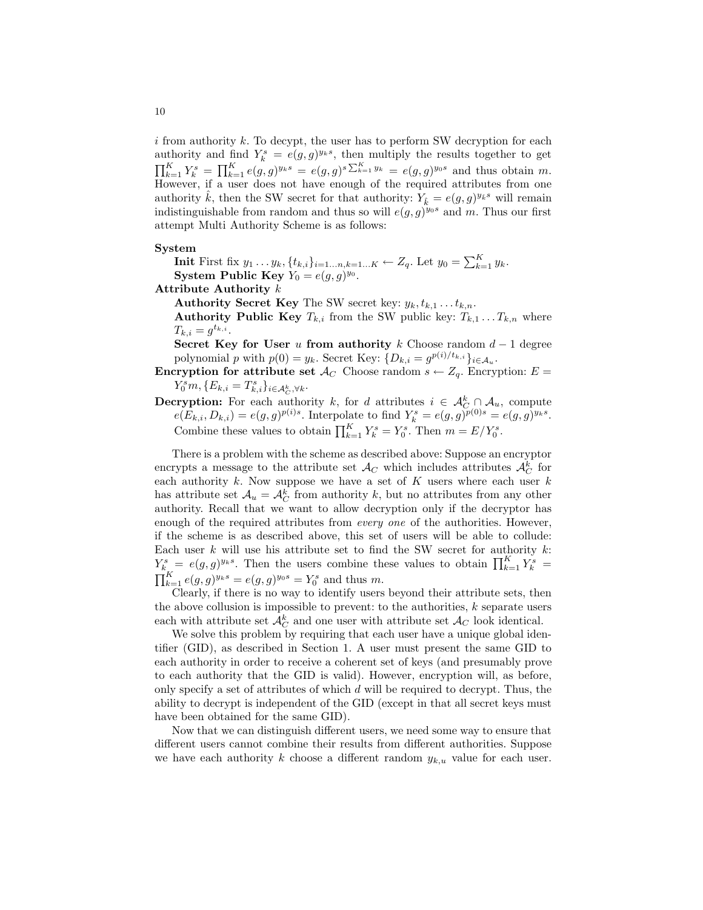$i$ from authority $k$. To decypt, the user has to perform SW decryption for each authority and find $Y_k^s = e(g,g)^{y_k s}$, then multiply the results together to get $\prod_{k=1}^K Y_k^s = \prod_{k=1}^K e(g,g)^{y_k s} = e(g,g)^{s \sum_{k=1}^K y_k} = e(g,g)^{y_0 s}$ and thus obtain $m$. However, if a user does not have enough of the required attributes from one authority $\hat{k}$, then the SW secret for that authority: $Y_{\hat{k}} = e(g,g)^{y_{\hat{k}} s}$ will remain indistinguishable from random and thus so will $e(g,g)^{y_0 s}$ and $m$. Thus our first attempt Multi Authority Scheme is as follows:

**System**

**Init** First fix $y_1 \ldots y_k, \{t_{k,i}\}_{i=1\ldots n, k=1\ldots K} \leftarrow Z_q$. Let $y_0 = \sum_{k=1}^K y_k$.

**System Public Key** $Y_0 = e(g,g)^{y_0}$.

**Attribute Authority** $k$

**Authority Secret Key** The SW secret key: $y_k, t_{k,1} \ldots t_{k,n}$.

**Authority Public Key** $T_{k,i}$ from the SW public key: $T_{k,1} \ldots T_{k,n}$ where $T_{k,i} = g^{t_{k,i}}$.

**Secret Key for User** $u$ **from authority** $k$ Choose random $d-1$ degree polynomial $p$ with $p(0) = y_k$. Secret Key: $\{D_{k,i} = g^{p(i)/t_{k,i}}\}_{i \in \mathcal{A}_u}$.

**Encryption for attribute set** $\mathcal{A}_C$ Choose random $s \leftarrow Z_q$. Encryption: $E = Y_0^s m, \{E_{k,i} = T_{k,i}^s\}_{i \in \mathcal{A}_C^k, \forall k}$.

**Decryption:** For each authority $k$, for $d$ attributes $i \in \mathcal{A}_C^k \cap \mathcal{A}_u$, compute $e(E_{k,i}, D_{k,i}) = e(g,g)^{p(i)s}$. Interpolate to find $Y_k^s = e(g,g)^{p(0)s} = e(g,g)^{y_k s}$. Combine these values to obtain $\prod_{k=1}^K Y_k^s = Y_0^s$. Then $m = E/Y_0^s$.

There is a problem with the scheme as described above: Suppose an encryptor encrypts a message to the attribute set $\mathcal{A}_C$ which includes attributes $\mathcal{A}_C^k$ for each authority $k$. Now suppose we have a set of $K$ users where each user $k$ has attribute set $\mathcal{A}_u = \mathcal{A}_C^k$ from authority $k$, but no attributes from any other authority. Recall that we want to allow decryption only if the decryptor has enough of the required attributes from *every one* of the authorities. However, if the scheme is as described above, this set of users will be able to collude: Each user $k$ will use his attribute set to find the SW secret for authority $k$: $Y_k^s = e(g,g)^{y_k s}$. Then the users combine these values to obtain $\prod_{k=1}^K Y_k^s = \prod_{k=1}^K e(g,g)^{y_k s} = e(g,g)^{y_0 s} = Y_0^s$ and thus $m$.

Clearly, if there is no way to identify users beyond their attribute sets, then the above collusion is impossible to prevent: to the authorities, $k$ separate users each with attribute set $\mathcal{A}_C^k$ and one user with attribute set $\mathcal{A}_C$ look identical.

We solve this problem by requiring that each user have a unique global identifier (GID), as described in Section 1. A user must present the same GID to each authority in order to receive a coherent set of keys (and presumably prove to each authority that the GID is valid). However, encryption will, as before, only specify a set of attributes of which $d$ will be required to decrypt. Thus, the ability to decrypt is independent of the GID (except in that all secret keys must have been obtained for the same GID).

Now that we can distinguish different users, we need some way to ensure that different users cannot combine their results from different authorities. Suppose we have each authority $k$ choose a different random $y_{k,u}$ value for each user.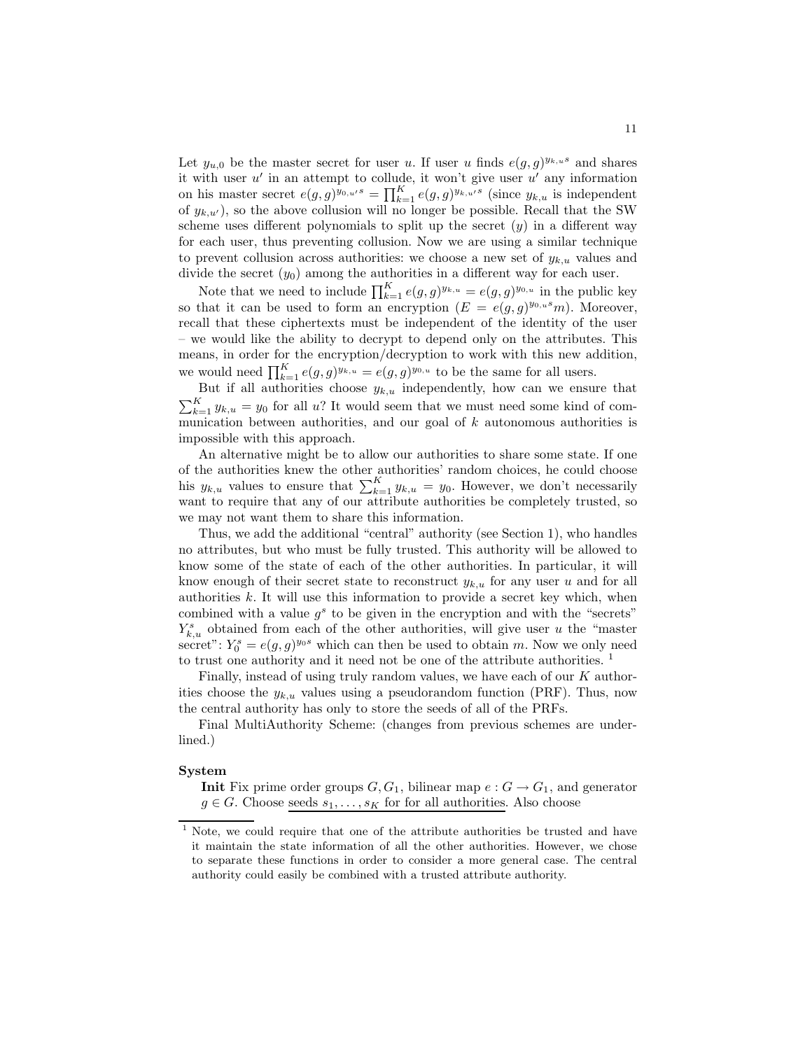Let $y_{u,0}$ be the master secret for user $u$. If user $u$ finds $e(g,g)^{y_{k,u}s}$ and shares it with user $u'$ in an attempt to collude, it won't give user $u'$ any information on his master secret $e(g,g)^{y_{0,u'}s} = \prod_{k=1}^{K} e(g,g)^{y_{k,u'}s}$ (since $y_{k,u}$ is independent of $y_{k,u'}$), so the above collusion will no longer be possible. Recall that the SW scheme uses different polynomials to split up the secret ($y$) in a different way for each user, thus preventing collusion. Now we are using a similar technique to prevent collusion across authorities: we choose a new set of $y_{k,u}$ values and divide the secret ($y_0$) among the authorities in a different way for each user.

Note that we need to include $\prod_{k=1}^{K} e(g,g)^{y_{k,u}} = e(g,g)^{y_{0,u}}$ in the public key so that it can be used to form an encryption ($E = e(g,g)^{y_{0,u}s}m$). Moreover, recall that these ciphertexts must be independent of the identity of the user – we would like the ability to decrypt to depend only on the attributes. This means, in order for the encryption/decryption to work with this new addition, we would need $\prod_{k=1}^{K} e(g,g)^{y_{k,u}} = e(g,g)^{y_{0,u}}$ to be the same for all users.

But if all authorities choose $y_{k,u}$ independently, how can we ensure that $\sum_{k=1}^{K} y_{k,u} = y_0$ for all $u$? It would seem that we must need some kind of communication between authorities, and our goal of $k$ autonomous authorities is impossible with this approach.

An alternative might be to allow our authorities to share some state. If one of the authorities knew the other authorities' random choices, he could choose his $y_{k,u}$ values to ensure that $\sum_{k=1}^{K} y_{k,u} = y_0$. However, we don't necessarily want to require that any of our attribute authorities be completely trusted, so we may not want them to share this information.

Thus, we add the additional "central" authority (see Section 1), who handles no attributes, but who must be fully trusted. This authority will be allowed to know some of the state of each of the other authorities. In particular, it will know enough of their secret state to reconstruct $y_{k,u}$ for any user $u$ and for all authorities $k$. It will use this information to provide a secret key which, when combined with a value $g^s$ to be given in the encryption and with the "secrets" $Y_{k,u}^s$ obtained from each of the other authorities, will give user $u$ the "master secret": $Y_0^s = e(g,g)^{y_0 s}$ which can then be used to obtain $m$. Now we only need to trust one authority and it need not be one of the attribute authorities. [1]

Finally, instead of using truly random values, we have each of our $K$ authorities choose the $y_{k,u}$ values using a pseudorandom function (PRF). Thus, now the central authority has only to store the seeds of all of the PRFs.

Final MultiAuthority Scheme: (changes from previous schemes are underlined.)

**System**

**Init** Fix prime order groups $G, G_1$, bilinear map $e : G \rightarrow G_1$, and generator $g \in G$. Choose <u>seeds $s_1, \ldots, s_K$ for for all authorities</u>. Also choose

[1] Note, we could require that one of the attribute authorities be trusted and have it maintain the state information of all the other authorities. However, we chose to separate these functions in order to consider a more general case. The central authority could easily be combined with a trusted attribute authority.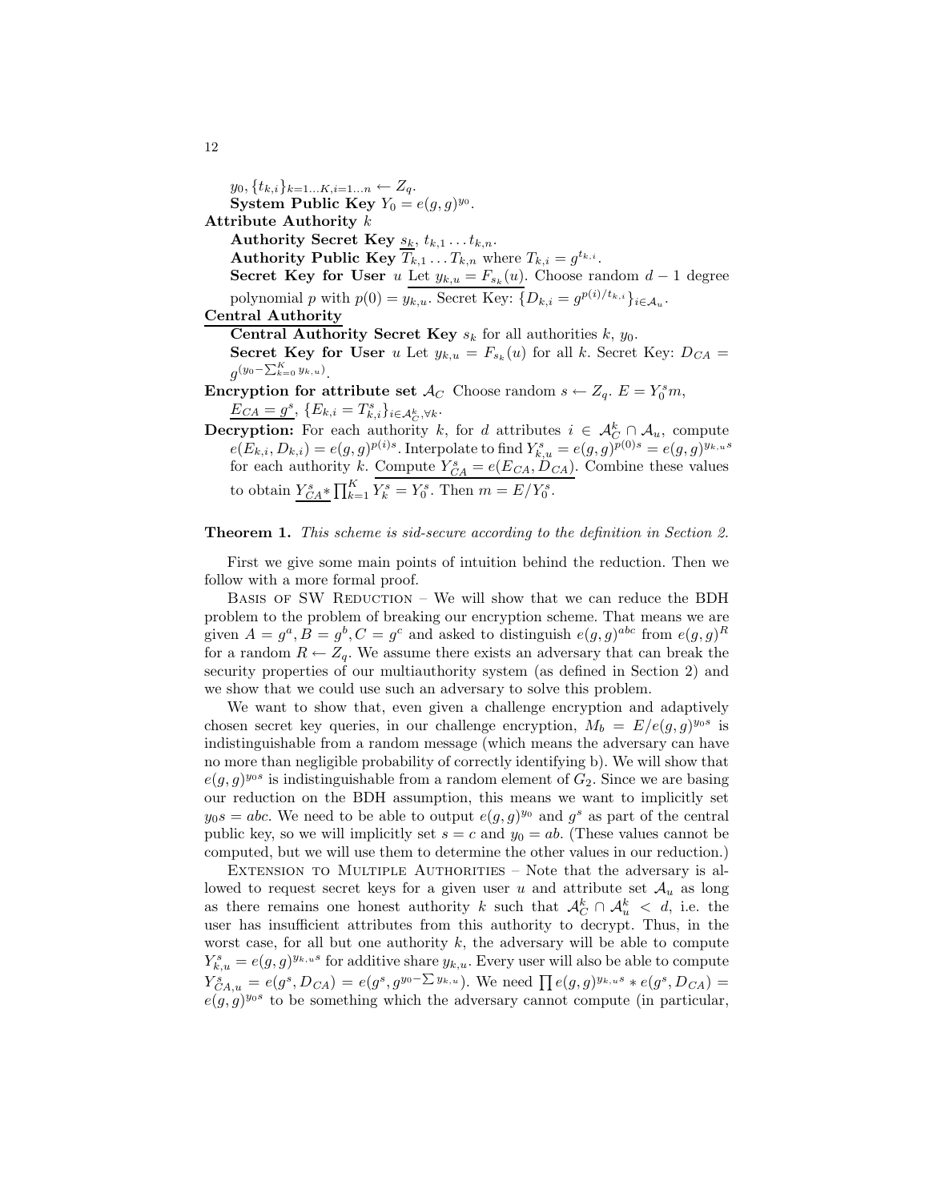$y_0, \{t_{k,i}\}_{k=1\ldots K, i=1\ldots n} \leftarrow Z_q$.

**System Public Key** $Y_0 = e(g,g)^{y_0}$.

**Attribute Authority** $k$

**Authority Secret Key** $\underline{s_k}$, $t_{k,1} \ldots t_{k,n}$.

**Authority Public Key** $T_{k,1} \ldots T_{k,n}$ where $T_{k,i} = g^{t_{k,i}}$.

**Secret Key for User** $u$ Let $\underline{y_{k,u} = F_{s_k}(u)}$. Choose random $d-1$ degree polynomial $p$ with $p(0) = y_{k,u}$. Secret Key: $\{D_{k,i} = g^{p(i)/t_{k,i}}\}_{i \in \mathcal{A}_u}$.

**Central Authority**

**Central Authority Secret Key** $s_k$ for all authorities $k$, $y_0$.

**Secret Key for User** $u$ Let $y_{k,u} = F_{s_k}(u)$ for all $k$. Secret Key: $D_{CA} = g^{(y_0 - \sum_{k=0}^{K} y_{k,u})}$.

**Encryption for attribute set** $\mathcal{A}_C$ Choose random $s \leftarrow Z_q$. $E = Y_0^s m$, $\underline{E_{CA} = g^s}$, $\{E_{k,i} = T_{k,i}^s\}_{i \in \mathcal{A}_C^k, \forall k}$.

**Decryption:** For each authority $k$, for $d$ attributes $i \in \mathcal{A}_C^k \cap \mathcal{A}_u$, compute $e(E_{k,i}, D_{k,i}) = e(g,g)^{p(i)s}$. Interpolate to find $Y_{k,u}^s = e(g,g)^{p(0)s} = e(g,g)^{y_{k,u}s}$ for each authority $k$. $\underline{\text{Compute } Y_{CA}^s = e(E_{CA}, D_{CA})}$. Combine these values to obtain $\underline{Y_{CA}^s *} \prod_{k=1}^{K} Y_k^s = Y_0^s$. Then $m = E/Y_0^s$.

**Theorem 1.** *This scheme is sid-secure according to the definition in Section 2.*

First we give some main points of intuition behind the reduction. Then we follow with a more formal proof.

Basis of SW Reduction – We will show that we can reduce the BDH problem to the problem of breaking our encryption scheme. That means we are given $A = g^a, B = g^b, C = g^c$ and asked to distinguish $e(g,g)^{abc}$ from $e(g,g)^R$ for a random $R \leftarrow Z_q$. We assume there exists an adversary that can break the security properties of our multiauthority system (as defined in Section 2) and we show that we could use such an adversary to solve this problem.

We want to show that, even given a challenge encryption and adaptively chosen secret key queries, in our challenge encryption, $M_b = E/e(g,g)^{y_0 s}$ is indistinguishable from a random message (which means the adversary can have no more than negligible probability of correctly identifying b). We will show that $e(g,g)^{y_0 s}$ is indistinguishable from a random element of $G_2$. Since we are basing our reduction on the BDH assumption, this means we want to implicitly set $y_0 s = abc$. We need to be able to output $e(g,g)^{y_0}$ and $g^s$ as part of the central public key, so we will implicitly set $s = c$ and $y_0 = ab$. (These values cannot be computed, but we will use them to determine the other values in our reduction.)

Extension to Multiple Authorities – Note that the adversary is allowed to request secret keys for a given user $u$ and attribute set $\mathcal{A}_u$ as long as there remains one honest authority $k$ such that $\mathcal{A}_C^k \cap \mathcal{A}_u^k < d$, i.e. the user has insufficient attributes from this authority to decrypt. Thus, in the worst case, for all but one authority $k$, the adversary will be able to compute $Y_{k,u}^s = e(g,g)^{y_{k,u}s}$ for additive share $y_{k,u}$. Every user will also be able to compute $Y_{CA,u}^s = e(g^s, D_{CA}) = e(g^s, g^{y_0 - \sum y_{k,u}})$. We need $\prod e(g,g)^{y_{k,u}s} * e(g^s, D_{CA}) = e(g,g)^{y_0 s}$ to be something which the adversary cannot compute (in particular,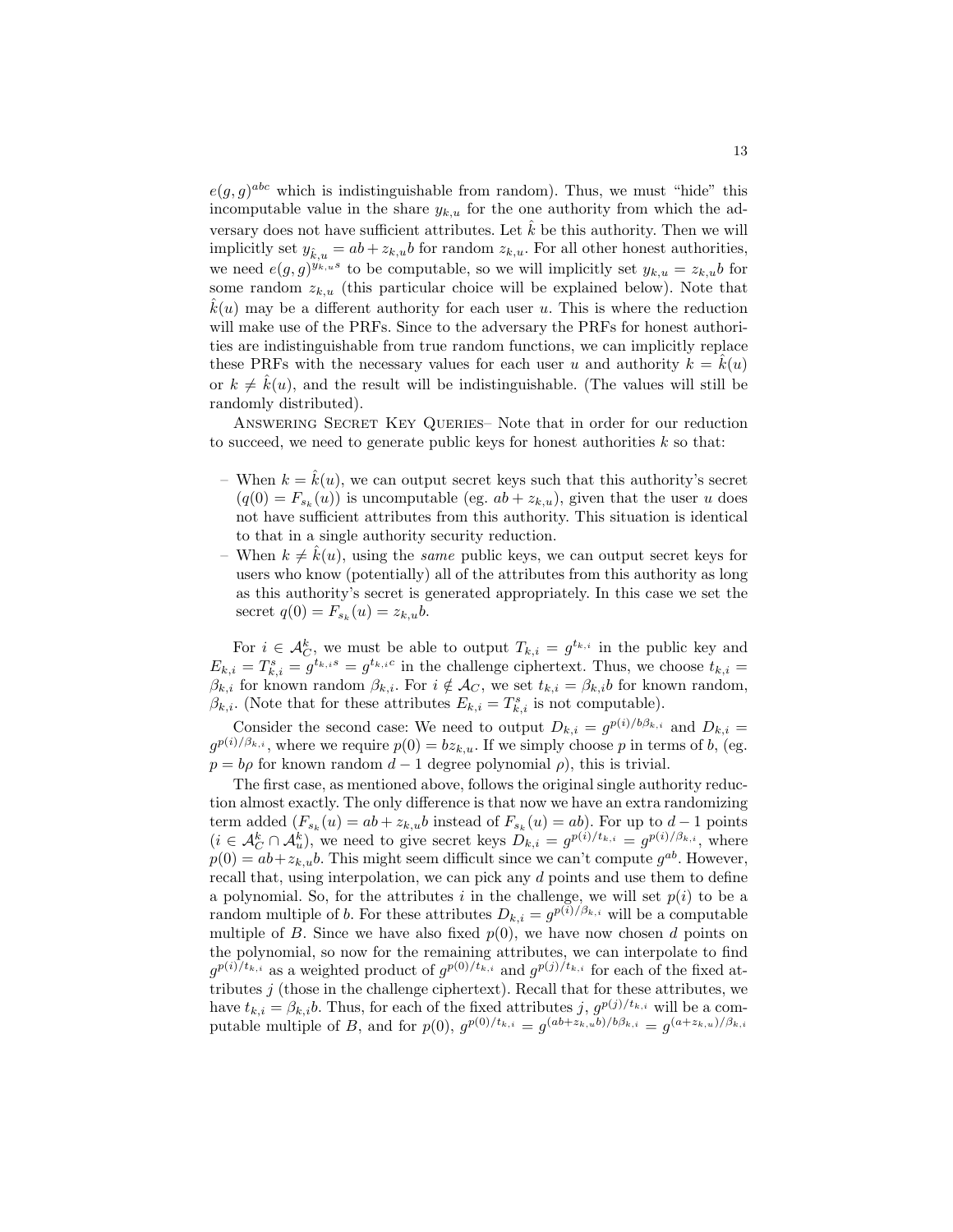$e(g,g)^{abc}$ which is indistinguishable from random). Thus, we must "hide" this incomputable value in the share $y_{k,u}$ for the one authority from which the adversary does not have sufficient attributes. Let $\hat{k}$ be this authority. Then we will implicitly set $y_{\hat{k},u} = ab + z_{k,u}b$ for random $z_{k,u}$. For all other honest authorities, we need $e(g,g)^{y_{k,u}s}$ to be computable, so we will implicitly set $y_{k,u} = z_{k,u}b$ for some random $z_{k,u}$ (this particular choice will be explained below). Note that $\hat{k}(u)$ may be a different authority for each user $u$. This is where the reduction will make use of the PRFs. Since to the adversary the PRFs for honest authorities are indistinguishable from true random functions, we can implicitly replace these PRFs with the necessary values for each user $u$ and authority $k = \hat{k}(u)$ or $k \neq \hat{k}(u)$, and the result will be indistinguishable. (The values will still be randomly distributed).

Answering Secret Key Queries– Note that in order for our reduction to succeed, we need to generate public keys for honest authorities $k$ so that:

- When $k = \hat{k}(u)$, we can output secret keys such that this authority's secret ($q(0) = F_{s_k}(u)$) is uncomputable (eg. $ab + z_{k,u}$), given that the user $u$ does not have sufficient attributes from this authority. This situation is identical to that in a single authority security reduction.
- When $k \neq \hat{k}(u)$, using the *same* public keys, we can output secret keys for users who know (potentially) all of the attributes from this authority as long as this authority's secret is generated appropriately. In this case we set the secret $q(0) = F_{s_k}(u) = z_{k,u}b$.

For $i \in \mathcal{A}_C^k$, we must be able to output $T_{k,i} = g^{t_{k,i}}$ in the public key and $E_{k,i} = T_{k,i}^s = g^{t_{k,i}s} = g^{t_{k,i}c}$ in the challenge ciphertext. Thus, we choose $t_{k,i} = \beta_{k,i}$ for known random $\beta_{k,i}$. For $i \notin \mathcal{A}_C$, we set $t_{k,i} = \beta_{k,i}b$ for known random, $\beta_{k,i}$. (Note that for these attributes $E_{k,i} = T_{k,i}^s$ is not computable).

Consider the second case: We need to output $D_{k,i} = g^{p(i)/b\beta_{k,i}}$ and $D_{k,i} = g^{p(i)/\beta_{k,i}}$, where we require $p(0) = bz_{k,u}$. If we simply choose $p$ in terms of $b$, (eg. $p = b\rho$ for known random $d-1$ degree polynomial $\rho$), this is trivial.

The first case, as mentioned above, follows the original single authority reduction almost exactly. The only difference is that now we have an extra randomizing term added ($F_{s_k}(u) = ab + z_{k,u}b$ instead of $F_{s_k}(u) = ab$). For up to $d-1$ points ($i \in \mathcal{A}_C^k \cap \mathcal{A}_u^k$), we need to give secret keys $D_{k,i} = g^{p(i)/t_{k,i}} = g^{p(i)/\beta_{k,i}}$, where $p(0) = ab + z_{k,u}b$. This might seem difficult since we can't compute $g^{ab}$. However, recall that, using interpolation, we can pick any $d$ points and use them to define a polynomial. So, for the attributes $i$ in the challenge, we will set $p(i)$ to be a random multiple of $b$. For these attributes $D_{k,i} = g^{p(i)/\beta_{k,i}}$ will be a computable multiple of $B$. Since we have also fixed $p(0)$, we have now chosen $d$ points on the polynomial, so now for the remaining attributes, we can interpolate to find $g^{p(i)/t_{k,i}}$ as a weighted product of $g^{p(0)/t_{k,i}}$ and $g^{p(j)/t_{k,i}}$ for each of the fixed attributes $j$ (those in the challenge ciphertext). Recall that for these attributes, we have $t_{k,i} = \beta_{k,i}b$. Thus, for each of the fixed attributes $j$, $g^{p(j)/t_{k,i}}$ will be a computable multiple of $B$, and for $p(0)$, $g^{p(0)/t_{k,i}} = g^{(ab+z_{k,u}b)/b\beta_{k,i}} = g^{(a+z_{k,u})/\beta_{k,i}}$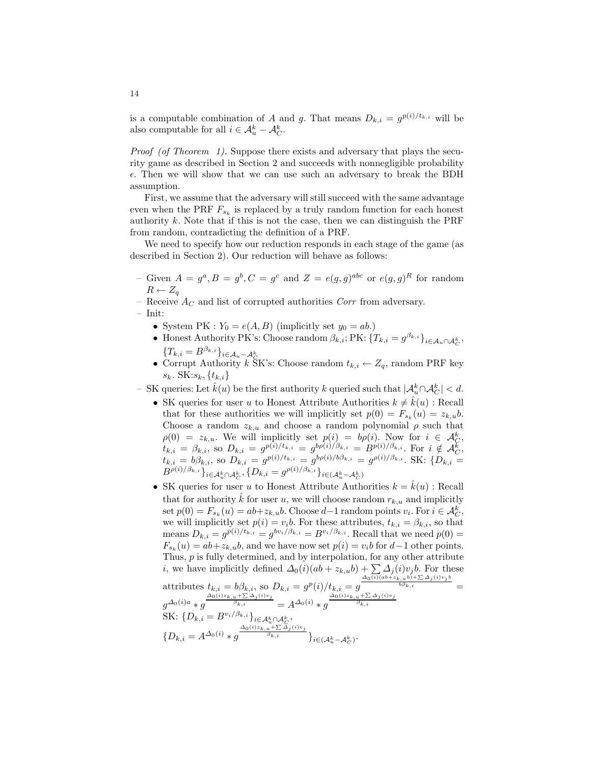is a computable combination of $A$ and $g$. That means $D_{k,i} = g^{p(i)/t_{k,i}}$ will be also computable for all $i \in \mathcal{A}_u^k - \mathcal{A}_C^k$.

*Proof (of Theorem 1).* Suppose there exists and adversary that plays the security game as described in Section 2 and succeeds with nonnegligible probability $\epsilon$. Then we will show that we can use such an adversary to break the BDH assumption.

First, we assume that the adversary will still succeed with the same advantage even when the PRF $F_{s_k}$ is replaced by a truly random function for each honest authority $k$. Note that if this is not the case, then we can distinguish the PRF from random, contradicting the definition of a PRF.

We need to specify how our reduction responds in each stage of the game (as described in Section 2). Our reduction will behave as follows:

- Given $A = g^a, B = g^b, C = g^c$ and $Z = e(g,g)^{abc}$ or $e(g,g)^R$ for random $R \leftarrow Z_q$
- Receive $A_C$ and list of corrupted authorities *Corr* from adversary.
- Init:
  - System PK : $Y_0 = e(A, B)$ (implicitly set $y_0 = ab$.)
  - Honest Authority PK's: Choose random $\beta_{k,i}$; PK: $\{T_{k,i} = g^{\beta_{k,i}}\}_{i \in \mathcal{A}_u \cap \mathcal{A}_C^k}$, $\{T_{k,i} = B^{\beta_{k,i}}\}_{i \in \mathcal{A}_u - \mathcal{A}_C^k}$
  - Corrupt Authority $k$ SK's: Choose random $t_{k,i} \leftarrow Z_q$, random PRF key $s_k$. SK:$s_k, \{t_{k,i}\}$
- SK queries: Let $\hat{k}(u)$ be the first authority $k$ queried such that $|\mathcal{A}_u^k \cap \mathcal{A}_C^k| < d$.
  - SK queries for user $u$ to Honest Attribute Authorities $k \neq \hat{k}(u)$ : Recall that for these authorities we will implicitly set $p(0) = F_{s_k}(u) = z_{k,u}b$. Choose a random $z_{k,u}$ and choose a random polynomial $\rho$ such that $\rho(0) = z_{k,u}$. We will implicitly set $p(i) = b\rho(i)$. Now for $i \in \mathcal{A}_C^k$, $t_{k,i} = \beta_{k,i}$, so $D_{k,i} = g^{p(i)/t_{k,i}} = g^{b\rho(i)/\beta_{k,i}} = B^{\rho(i)/\beta_{k,i}}$. For $i \notin \mathcal{A}_C^k$, $t_{k,i} = b\beta_{k,i}$, so $D_{k,i} = g^{p(i)/t_{k,i}} = g^{b\rho(i)/b\beta_{k,i}} = g^{\rho(i)/\beta_{k,i}}$. SK: $\{D_{k,i} = B^{\rho(i)/\beta_{k,i}}\}_{i \in \mathcal{A}_u^k \cap \mathcal{A}_C^k}, \{D_{k,i} = g^{\rho(i)/\beta_{k,i}}\}_{i \in (\mathcal{A}_u^k - \mathcal{A}_C^k)}$
  - SK queries for user $u$ to Honest Attribute Authorities $k = \hat{k}(u)$ : Recall that for authority $\hat{k}$ for user $u$, we will choose random $r_{k,u}$ and implicitly set $p(0) = F_{s_k}(u) = ab + z_{k,u}b$. Choose $d-1$ random points $v_i$. For $i \in \mathcal{A}_C^k$, we will implicitly set $p(i) = v_i b$. For these attributes, $t_{k,i} = \beta_{k,i}$, so that means $D_{k,i} = g^{p(i)/t_{k,i}} = g^{bv_i/\beta_{k,i}} = B^{v_i/\beta_{k,i}}$. Recall that we need $p(0) = F_{s_k}(u) = ab + z_{k,u}b$, and we have now set $p(i) = v_i b$ for $d-1$ other points. Thus, $p$ is fully determined, and by interpolation, for any other attribute $i$, we have implicitly defined $\Delta_0(i)(ab + z_{k,u}b) + \sum \Delta_j(i)v_j b$. For these attributes $t_{k,i} = b\beta_{k,i}$, so $D_{k,i} = g^{p(i)/t_{k,i}} = g^{\frac{\Delta_0(i)(ab+z_{k,u}b)+\sum \Delta_j(i)v_j b}{b\beta_{k,i}}} = g^{\Delta_0(i)a} * g^{\frac{\Delta_0(i)z_{k,u}+\sum \Delta_j(i)v_j}{\beta_{k,i}}} = A^{\Delta_0(i)} * g^{\frac{\Delta_0(i)z_{k,u}+\sum \Delta_j(i)v_j}{\beta_{k,i}}}$
    SK: $\{D_{k,i} = B^{v_i/\beta_{k,i}}\}_{i \in \mathcal{A}_u^k \cap \mathcal{A}_C^k}$,
    $\{D_{k,i} = A^{\Delta_0(i)} * g^{\frac{\Delta_0(i)z_{k,u}+\sum \Delta_j(i)v_j}{\beta_{k,i}}}\}_{i \in (\mathcal{A}_u^k - \mathcal{A}_C^k)}$.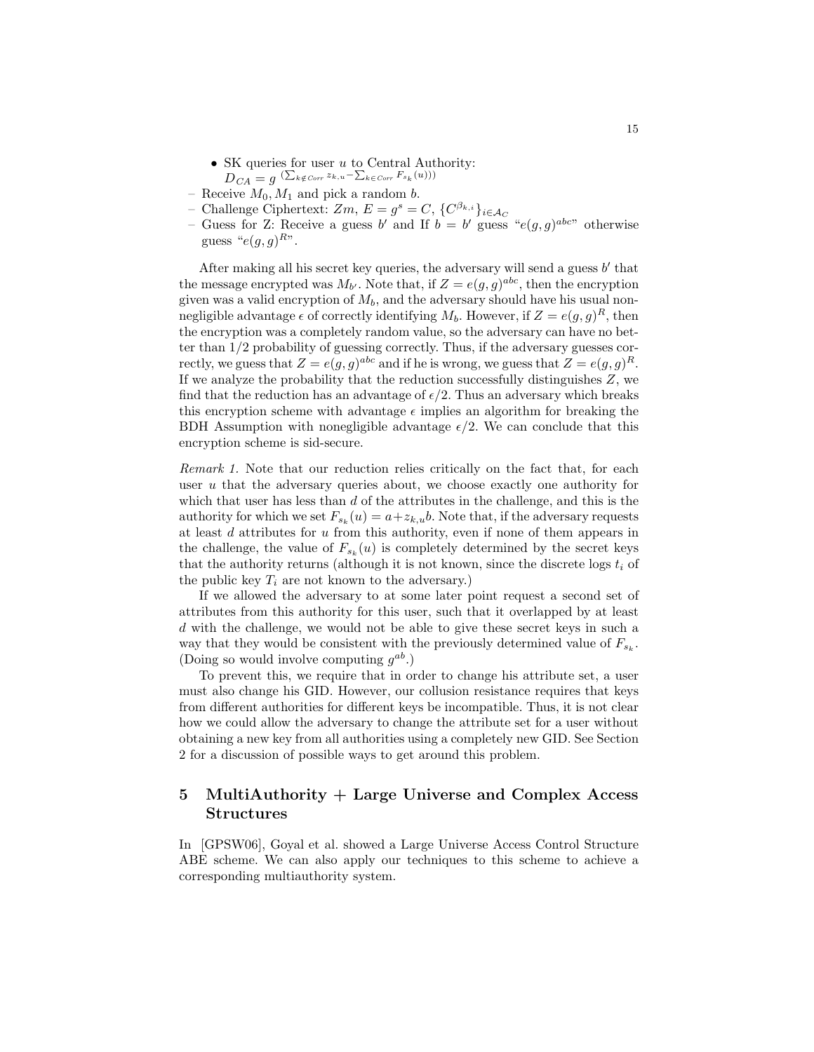- SK queries for user $u$ to Central Authority:
    $D_{CA} = g^{\,(\sum_{k \notin Corr} z_{k,u} - \sum_{k \in Corr} F_{s_k}(u)))}$
- Receive $M_0, M_1$ and pick a random $b$.
- Challenge Ciphertext: $Zm$, $E = g^s = C$, $\{C^{\beta_{k,i}}\}_{i \in \mathcal{A}_C}$
- Guess for Z: Receive a guess $b'$ and If $b = b'$ guess "$e(g,g)^{abc}$" otherwise guess "$e(g,g)^{R}$".

After making all his secret key queries, the adversary will send a guess $b'$ that the message encrypted was $M_{b'}$. Note that, if $Z = e(g,g)^{abc}$, then the encryption given was a valid encryption of $M_b$, and the adversary should have his usual non-negligible advantage $\epsilon$ of correctly identifying $M_b$. However, if $Z = e(g,g)^R$, then the encryption was a completely random value, so the adversary can have no better than $1/2$ probability of guessing correctly. Thus, if the adversary guesses correctly, we guess that $Z = e(g,g)^{abc}$ and if he is wrong, we guess that $Z = e(g,g)^R$. If we analyze the probability that the reduction successfully distinguishes $Z$, we find that the reduction has an advantage of $\epsilon/2$. Thus an adversary which breaks this encryption scheme with advantage $\epsilon$ implies an algorithm for breaking the BDH Assumption with nonegligible advantage $\epsilon/2$. We can conclude that this encryption scheme is sid-secure.

*Remark 1.* Note that our reduction relies critically on the fact that, for each user $u$ that the adversary queries about, we choose exactly one authority for which that user has less than $d$ of the attributes in the challenge, and this is the authority for which we set $F_{s_k}(u) = a + z_{k,u}b$. Note that, if the adversary requests at least $d$ attributes for $u$ from this authority, even if none of them appears in the challenge, the value of $F_{s_k}(u)$ is completely determined by the secret keys that the authority returns (although it is not known, since the discrete logs $t_i$ of the public key $T_i$ are not known to the adversary.)

If we allowed the adversary to at some later point request a second set of attributes from this authority for this user, such that it overlapped by at least $d$ with the challenge, we would not be able to give these secret keys in such a way that they would be consistent with the previously determined value of $F_{s_k}$. (Doing so would involve computing $g^{ab}$.)

To prevent this, we require that in order to change his attribute set, a user must also change his GID. However, our collusion resistance requires that keys from different authorities for different keys be incompatible. Thus, it is not clear how we could allow the adversary to change the attribute set for a user without obtaining a new key from all authorities using a completely new GID. See Section 2 for a discussion of possible ways to get around this problem.

## 5 MultiAuthority + Large Universe and Complex Access Structures

In [GPSW06], Goyal et al. showed a Large Universe Access Control Structure ABE scheme. We can also apply our techniques to this scheme to achieve a corresponding multiauthority system.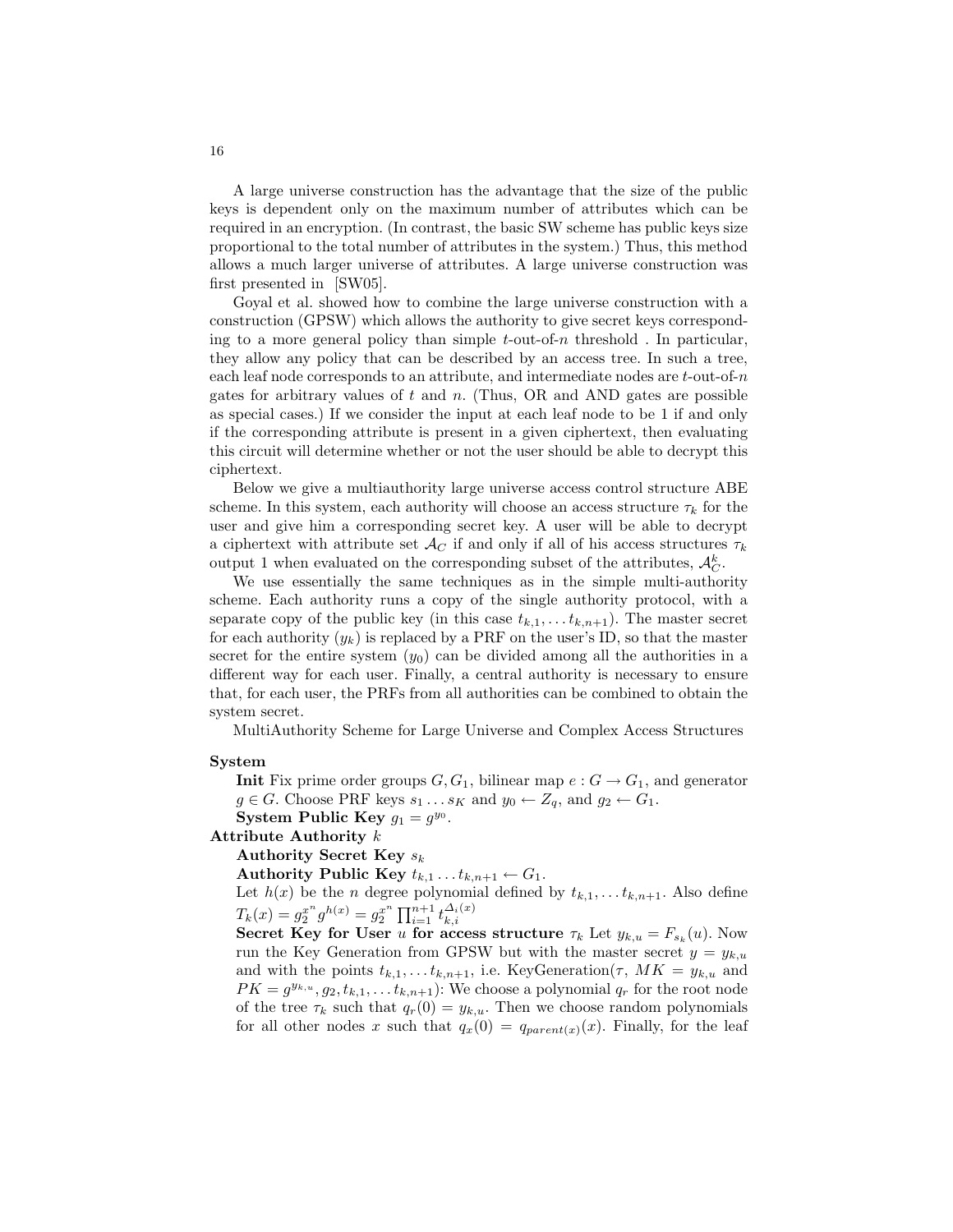A large universe construction has the advantage that the size of the public keys is dependent only on the maximum number of attributes which can be required in an encryption. (In contrast, the basic SW scheme has public keys size proportional to the total number of attributes in the system.) Thus, this method allows a much larger universe of attributes. A large universe construction was first presented in [SW05].

Goyal et al. showed how to combine the large universe construction with a construction (GPSW) which allows the authority to give secret keys corresponding to a more general policy than simple $t$-out-of-$n$ threshold . In particular, they allow any policy that can be described by an access tree. In such a tree, each leaf node corresponds to an attribute, and intermediate nodes are $t$-out-of-$n$ gates for arbitrary values of $t$ and $n$. (Thus, OR and AND gates are possible as special cases.) If we consider the input at each leaf node to be 1 if and only if the corresponding attribute is present in a given ciphertext, then evaluating this circuit will determine whether or not the user should be able to decrypt this ciphertext.

Below we give a multiauthority large universe access control structure ABE scheme. In this system, each authority will choose an access structure $\tau_k$ for the user and give him a corresponding secret key. A user will be able to decrypt a ciphertext with attribute set $\mathcal{A}_C$ if and only if all of his access structures $\tau_k$ output 1 when evaluated on the corresponding subset of the attributes, $\mathcal{A}_C^k$.

We use essentially the same techniques as in the simple multi-authority scheme. Each authority runs a copy of the single authority protocol, with a separate copy of the public key (in this case $t_{k,1}, \ldots t_{k,n+1}$). The master secret for each authority ($y_k$) is replaced by a PRF on the user's ID, so that the master secret for the entire system ($y_0$) can be divided among all the authorities in a different way for each user. Finally, a central authority is necessary to ensure that, for each user, the PRFs from all authorities can be combined to obtain the system secret.

MultiAuthority Scheme for Large Universe and Complex Access Structures

**System**

**Init** Fix prime order groups $G, G_1$, bilinear map $e : G \to G_1$, and generator $g \in G$. Choose PRF keys $s_1 \ldots s_K$ and $y_0 \leftarrow Z_q$, and $g_2 \leftarrow G_1$.

**System Public Key** $g_1 = g^{y_0}$.

**Attribute Authority** $k$

**Authority Secret Key** $s_k$

**Authority Public Key** $t_{k,1} \ldots t_{k,n+1} \leftarrow G_1$.

Let $h(x)$ be the $n$ degree polynomial defined by $t_{k,1}, \ldots t_{k,n+1}$. Also define $T_k(x) = g_2^{x^n} g^{h(x)} = g_2^{x^n} \prod_{i=1}^{n+1} t_{k,i}^{\Delta_i(x)}$

**Secret Key for User** $u$ **for access structure** $\tau_k$ Let $y_{k,u} = F_{s_k}(u)$. Now run the Key Generation from GPSW but with the master secret $y = y_{k,u}$ and with the points $t_{k,1}, \ldots t_{k,n+1}$, i.e. KeyGeneration($\tau$, $MK = y_{k,u}$ and $PK = g^{y_{k,u}}, g_2, t_{k,1}, \ldots t_{k,n+1}$): We choose a polynomial $q_r$ for the root node of the tree $\tau_k$ such that $q_r(0) = y_{k,u}$. Then we choose random polynomials for all other nodes $x$ such that $q_x(0) = q_{parent(x)}(x)$. Finally, for the leaf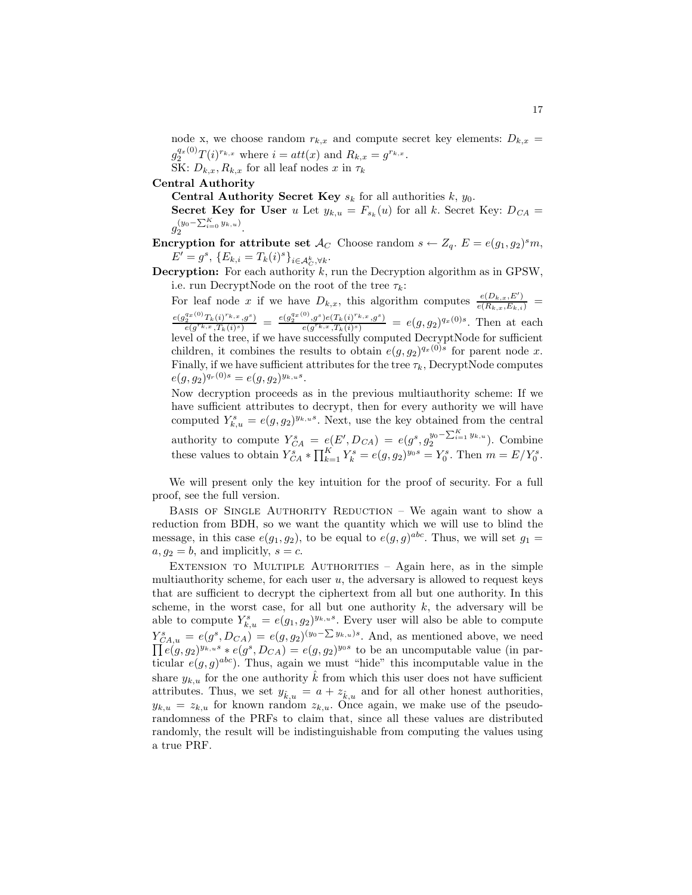node x, we choose random $r_{k,x}$ and compute secret key elements: $D_{k,x} = g_2^{q_x(0)} T(i)^{r_{k,x}}$ where $i = att(x)$ and $R_{k,x} = g^{r_{k,x}}$.

SK: $D_{k,x}, R_{k,x}$ for all leaf nodes $x$ in $\tau_k$

**Central Authority**

**Central Authority Secret Key** $s_k$ for all authorities $k$, $y_0$.

**Secret Key for User** $u$ Let $y_{k,u} = F_{s_k}(u)$ for all $k$. Secret Key: $D_{CA} = g_2^{(y_0 - \sum_{i=0}^{K} y_{k,u})}$.

**Encryption for attribute set** $\mathcal{A}_C$ Choose random $s \leftarrow Z_q$. $E = e(g_1, g_2)^s m$, $E' = g^s$, $\{E_{k,i} = T_k(i)^s\}_{i \in \mathcal{A}_C^k, \forall k}$.

**Decryption:** For each authority $k$, run the Decryption algorithm as in GPSW, i.e. run DecryptNode on the root of the tree $\tau_k$:

For leaf node $x$ if we have $D_{k,x}$, this algorithm computes $\frac{e(D_{k,x}, E')}{e(R_{k,x}, E_{k,i})} = \frac{e(g_2^{q_x(0)} T_k(i)^{r_{k,x}}, g^s)}{e(g^{r_{k,x}}, T_k(i)^s)} = \frac{e(g_2^{q_x(0)}, g^s) e(T_k(i)^{r_{k,x}}, g^s)}{e(g^{r_{k,x}}, T_k(i)^s)} = e(g, g_2)^{q_x(0)s}$. Then at each level of the tree, if we have successfully computed DecryptNode for sufficient children, it combines the results to obtain $e(g, g_2)^{q_x(0)s}$ for parent node $x$. Finally, if we have sufficient attributes for the tree $\tau_k$, DecryptNode computes $e(g, g_2)^{q_r(0)s} = e(g, g_2)^{y_{k,u}s}$.

Now decryption proceeds as in the previous multiauthority scheme: If we have sufficient attributes to decrypt, then for every authority we will have computed $Y_{k,u}^s = e(g, g_2)^{y_{k,u}s}$. Next, use the key obtained from the central authority to compute $Y_{CA}^s = e(E', D_{CA}) = e(g^s, g_2^{y_0 - \sum_{i=1}^{K} y_{k,u}})$. Combine these values to obtain $Y_{CA}^s * \prod_{k=1}^{K} Y_k^s = e(g, g_2)^{y_0 s} = Y_0^s$. Then $m = E / Y_0^s$.

We will present only the key intuition for the proof of security. For a full proof, see the full version.

Basis of Single Authority Reduction – We again want to show a reduction from BDH, so we want the quantity which we will use to blind the message, in this case $e(g_1, g_2)$, to be equal to $e(g, g)^{abc}$. Thus, we will set $g_1 = a, g_2 = b$, and implicitly, $s = c$.

Extension to Multiple Authorities – Again here, as in the simple multiauthority scheme, for each user $u$, the adversary is allowed to request keys that are sufficient to decrypt the ciphertext from all but one authority. In this scheme, in the worst case, for all but one authority $k$, the adversary will be able to compute $Y_{k,u}^s = e(g_1, g_2)^{y_{k,u}s}$. Every user will also be able to compute $Y_{CA,u}^s = e(g^s, D_{CA}) = e(g, g_2)^{(y_0 - \sum y_{k,u})s}$. And, as mentioned above, we need $\prod e(g, g_2)^{y_{k,u}s} * e(g^s, D_{CA}) = e(g, g_2)^{y_0 s}$ to be an uncomputable value (in particular $e(g, g)^{abc}$). Thus, again we must "hide" this incomputable value in the share $y_{k,u}$ for the one authority $\hat{k}$ from which this user does not have sufficient attributes. Thus, we set $y_{\hat{k},u} = a + z_{\hat{k},u}$ and for all other honest authorities, $y_{k,u} = z_{k,u}$ for known random $z_{k,u}$. Once again, we make use of the pseudorandomness of the PRFs to claim that, since all these values are distributed randomly, the result will be indistinguishable from computing the values using a true PRF.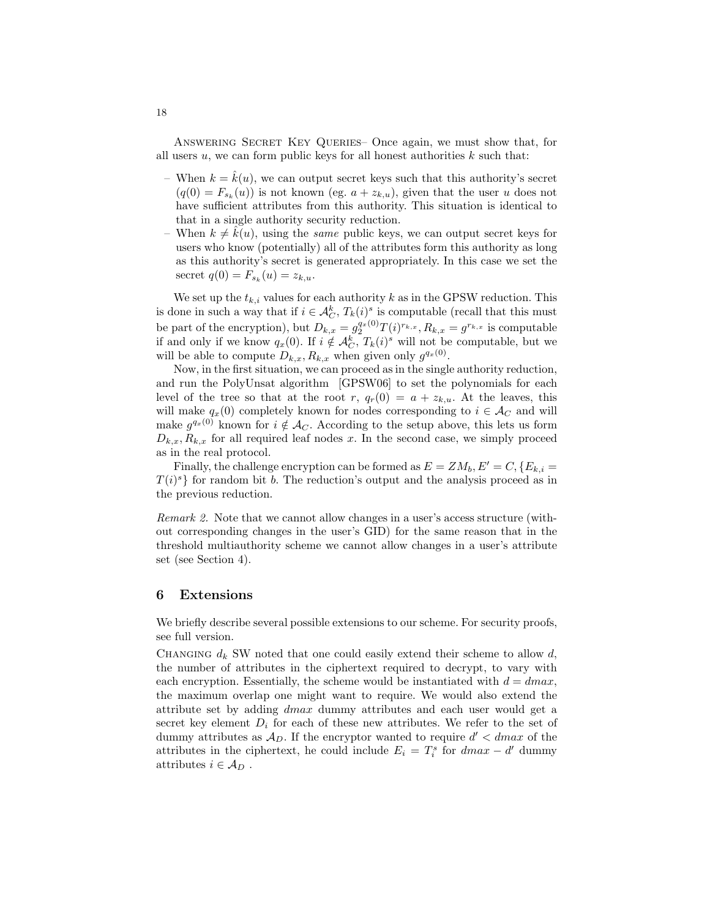ANSWERING SECRET KEY QUERIES– Once again, we must show that, for all users $u$, we can form public keys for all honest authorities $k$ such that:

- When $k = \hat{k}(u)$, we can output secret keys such that this authority's secret ($q(0) = F_{s_k}(u)$) is not known (eg. $a + z_{k,u}$), given that the user $u$ does not have sufficient attributes from this authority. This situation is identical to that in a single authority security reduction.
- When $k \neq \hat{k}(u)$, using the *same* public keys, we can output secret keys for users who know (potentially) all of the attributes form this authority as long as this authority's secret is generated appropriately. In this case we set the secret $q(0) = F_{s_k}(u) = z_{k,u}$.

We set up the $t_{k,i}$ values for each authority $k$ as in the GPSW reduction. This is done in such a way that if $i \in \mathcal{A}_C^k$, $T_k(i)^s$ is computable (recall that this must be part of the encryption), but $D_{k,x} = g_2^{q_x(0)} T(i)^{r_{k,x}}, R_{k,x} = g^{r_{k,x}}$ is computable if and only if we know $q_x(0)$. If $i \notin \mathcal{A}_C^k$, $T_k(i)^s$ will not be computable, but we will be able to compute $D_{k,x}, R_{k,x}$ when given only $g^{q_x(0)}$.

Now, in the first situation, we can proceed as in the single authority reduction, and run the PolyUnsat algorithm [GPSW06] to set the polynomials for each level of the tree so that at the root $r$, $q_r(0) = a + z_{k,u}$. At the leaves, this will make $q_x(0)$ completely known for nodes corresponding to $i \in \mathcal{A}_C$ and will make $g^{q_x(0)}$ known for $i \notin \mathcal{A}_C$. According to the setup above, this lets us form $D_{k,x}, R_{k,x}$ for all required leaf nodes $x$. In the second case, we simply proceed as in the real protocol.

Finally, the challenge encryption can be formed as $E = ZM_b, E' = C, \{E_{k,i} = T(i)^s\}$ for random bit $b$. The reduction's output and the analysis proceed as in the previous reduction.

*Remark 2.* Note that we cannot allow changes in a user's access structure (without corresponding changes in the user's GID) for the same reason that in the threshold multiauthority scheme we cannot allow changes in a user's attribute set (see Section 4).

## 6 Extensions

We briefly describe several possible extensions to our scheme. For security proofs, see full version.

CHANGING $d_k$ SW noted that one could easily extend their scheme to allow $d$, the number of attributes in the ciphertext required to decrypt, to vary with each encryption. Essentially, the scheme would be instantiated with $d = dmax$, the maximum overlap one might want to require. We would also extend the attribute set by adding $dmax$ dummy attributes and each user would get a secret key element $D_i$ for each of these new attributes. We refer to the set of dummy attributes as $\mathcal{A}_D$. If the encryptor wanted to require $d' < dmax$ of the attributes in the ciphertext, he could include $E_i = T_i^s$ for $dmax - d'$ dummy attributes $i \in \mathcal{A}_D$ .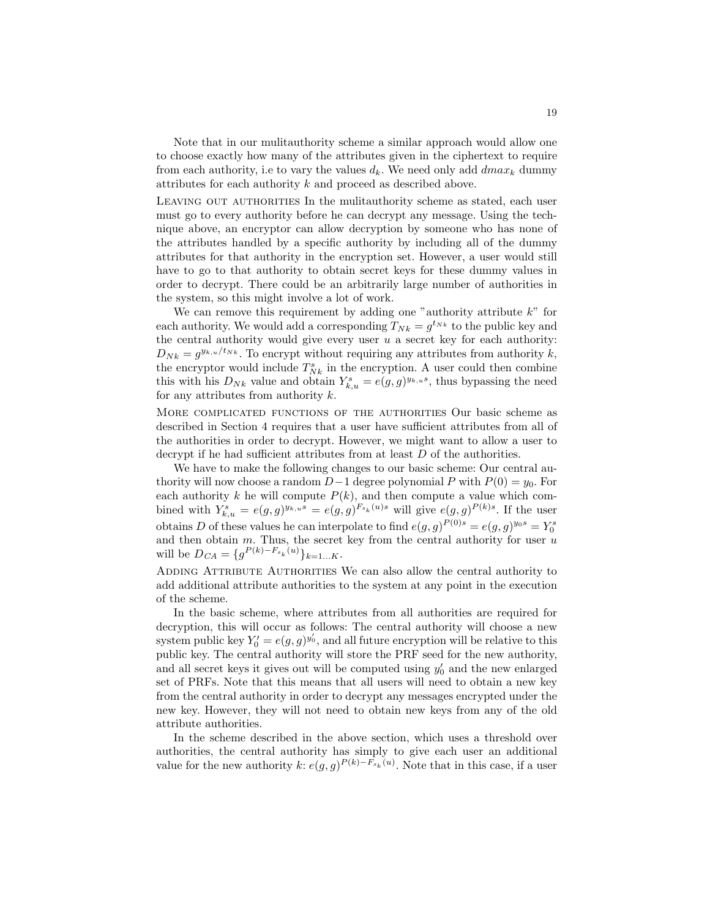Note that in our mulitauthority scheme a similar approach would allow one to choose exactly how many of the attributes given in the ciphertext to require from each authority, i.e to vary the values $d_k$. We need only add $dmax_k$ dummy attributes for each authority $k$ and proceed as described above.

**Leaving out authorities** In the mulitauthority scheme as stated, each user must go to every authority before he can decrypt any message. Using the technique above, an encryptor can allow decryption by someone who has none of the attributes handled by a specific authority by including all of the dummy attributes for that authority in the encryption set. However, a user would still have to go to that authority to obtain secret keys for these dummy values in order to decrypt. There could be an arbitrarily large number of authorities in the system, so this might involve a lot of work.

We can remove this requirement by adding one "authority attribute $k$" for each authority. We would add a corresponding $T_{Nk} = g^{t_{Nk}}$ to the public key and the central authority would give every user $u$ a secret key for each authority: $D_{Nk} = g^{y_{k,u}/t_{Nk}}$. To encrypt without requiring any attributes from authority $k$, the encryptor would include $T_{Nk}^s$ in the encryption. A user could then combine this with his $D_{Nk}$ value and obtain $Y_{k,u}^s = e(g,g)^{y_{k,u}s}$, thus bypassing the need for any attributes from authority $k$.

**More complicated functions of the authorities** Our basic scheme as described in Section 4 requires that a user have sufficient attributes from all of the authorities in order to decrypt. However, we might want to allow a user to decrypt if he had sufficient attributes from at least $D$ of the authorities.

We have to make the following changes to our basic scheme: Our central authority will now choose a random $D-1$ degree polynomial $P$ with $P(0) = y_0$. For each authority $k$ he will compute $P(k)$, and then compute a value which combined with $Y_{k,u}^s = e(g,g)^{y_{k,u}s} = e(g,g)^{F_{s_k}(u)s}$ will give $e(g,g)^{P(k)s}$. If the user obtains $D$ of these values he can interpolate to find $e(g,g)^{P(0)s} = e(g,g)^{y_0 s} = Y_0^s$ and then obtain $m$. Thus, the secret key from the central authority for user $u$ will be $D_{CA} = \{g^{P(k)-F_{s_k}(u)}\}_{k=1\dots K}$.

**Adding Attribute Authorities** We can also allow the central authority to add additional attribute authorities to the system at any point in the execution of the scheme.

In the basic scheme, where attributes from all authorities are required for decryption, this will occur as follows: The central authority will choose a new system public key $Y_0' = e(g,g)^{y_0'}$, and all future encryption will be relative to this public key. The central authority will store the PRF seed for the new authority, and all secret keys it gives out will be computed using $y_0'$ and the new enlarged set of PRFs. Note that this means that all users will need to obtain a new key from the central authority in order to decrypt any messages encrypted under the new key. However, they will not need to obtain new keys from any of the old attribute authorities.

In the scheme described in the above section, which uses a threshold over authorities, the central authority has simply to give each user an additional value for the new authority $k$: $e(g,g)^{P(k)-F_{s_k}(u)}$. Note that in this case, if a user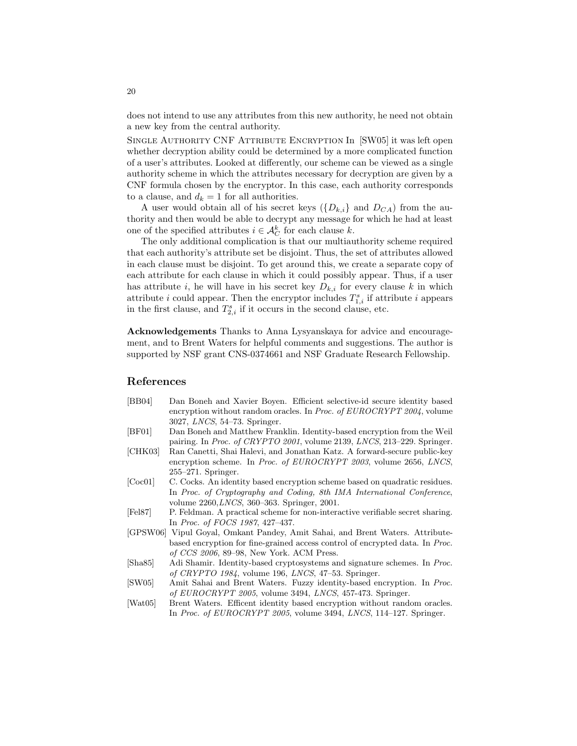does not intend to use any attributes from this new authority, he need not obtain a new key from the central authority.

Single Authority CNF Attribute Encryption In [SW05] it was left open whether decryption ability could be determined by a more complicated function of a user's attributes. Looked at differently, our scheme can be viewed as a single authority scheme in which the attributes necessary for decryption are given by a CNF formula chosen by the encryptor. In this case, each authority corresponds to a clause, and $d_k = 1$ for all authorities.

A user would obtain all of his secret keys ($\{D_{k,i}\}$ and $D_{CA}$) from the authority and then would be able to decrypt any message for which he had at least one of the specified attributes $i \in \mathcal{A}_C^k$ for each clause $k$.

The only additional complication is that our multiauthority scheme required that each authority's attribute set be disjoint. Thus, the set of attributes allowed in each clause must be disjoint. To get around this, we create a separate copy of each attribute for each clause in which it could possibly appear. Thus, if a user has attribute $i$, he will have in his secret key $D_{k,i}$ for every clause $k$ in which attribute $i$ could appear. Then the encryptor includes $T_{1,i}^s$ if attribute $i$ appears in the first clause, and $T_{2,i}^s$ if it occurs in the second clause, etc.

**Acknowledgements** Thanks to Anna Lysyanskaya for advice and encouragement, and to Brent Waters for helpful comments and suggestions. The author is supported by NSF grant CNS-0374661 and NSF Graduate Research Fellowship.

## References

[BB04] Dan Boneh and Xavier Boyen. Efficient selective-id secure identity based encryption without random oracles. In *Proc. of EUROCRYPT 2004*, volume 3027, *LNCS*, 54–73. Springer.

[BF01] Dan Boneh and Matthew Franklin. Identity-based encryption from the Weil pairing. In *Proc. of CRYPTO 2001*, volume 2139, *LNCS*, 213–229. Springer.

[CHK03] Ran Canetti, Shai Halevi, and Jonathan Katz. A forward-secure public-key encryption scheme. In *Proc. of EUROCRYPT 2003*, volume 2656, *LNCS*, 255–271. Springer.

[Coc01] C. Cocks. An identity based encryption scheme based on quadratic residues. In *Proc. of Cryptography and Coding, 8th IMA International Conference*, volume 2260,*LNCS*, 360–363. Springer, 2001.

[Fel87] P. Feldman. A practical scheme for non-interactive verifiable secret sharing. In *Proc. of FOCS 1987*, 427–437.

[GPSW06] Vipul Goyal, Omkant Pandey, Amit Sahai, and Brent Waters. Attribute-based encryption for fine-grained access control of encrypted data. In *Proc. of CCS 2006*, 89–98, New York. ACM Press.

[Sha85] Adi Shamir. Identity-based cryptosystems and signature schemes. In *Proc. of CRYPTO 1984*, volume 196, *LNCS*, 47–53. Springer.

[SW05] Amit Sahai and Brent Waters. Fuzzy identity-based encryption. In *Proc. of EUROCRYPT 2005*, volume 3494, *LNCS*, 457-473. Springer.

[Wat05] Brent Waters. Efficent identity based encryption without random oracles. In *Proc. of EUROCRYPT 2005*, volume 3494, *LNCS*, 114–127. Springer.